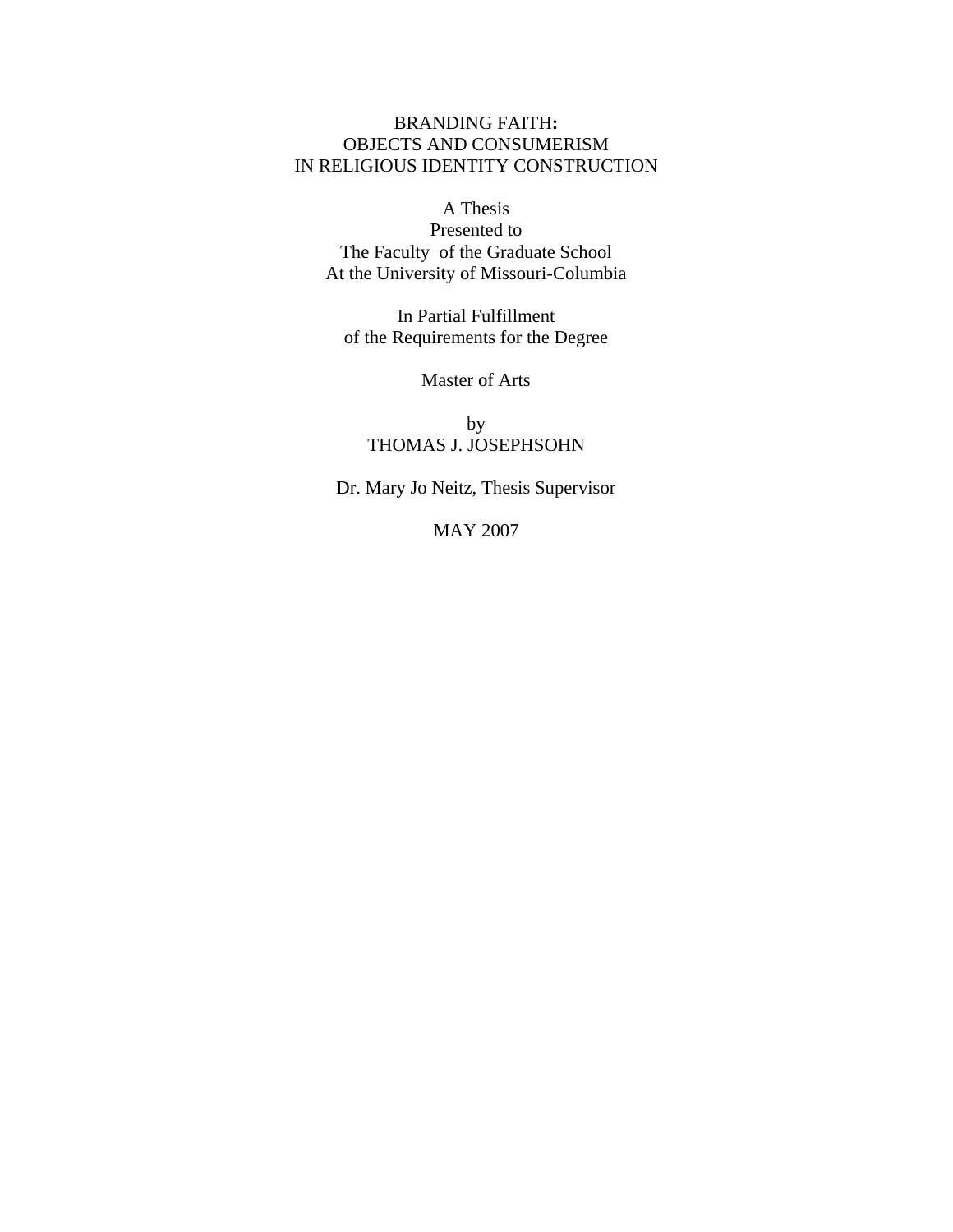# BRANDING FAITH: OBJECTS AND CONSUMERISM IN RELIGIOUS IDENTITY CONSTRUCTION

A Thesis
Presented to
The Faculty of the Graduate School
At the University of Missouri-Columbia

In Partial Fulfillment
of the Requirements for the Degree

Master of Arts

by
THOMAS J. JOSEPHSOHN

Dr. Mary Jo Neitz, Thesis Supervisor

MAY 2007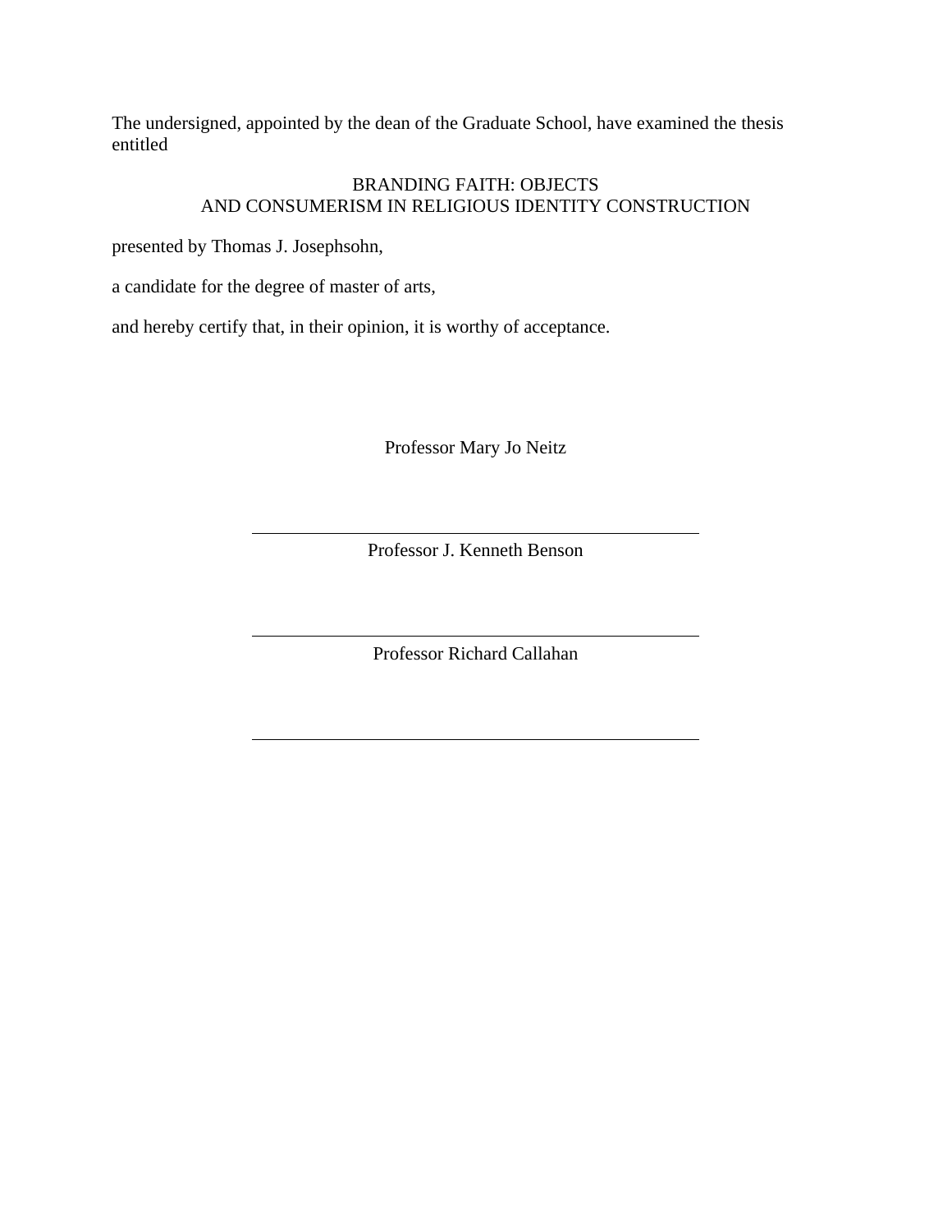The undersigned, appointed by the dean of the Graduate School, have examined the thesis entitled

BRANDING FAITH: OBJECTS
AND CONSUMERISM IN RELIGIOUS IDENTITY CONSTRUCTION

presented by Thomas J. Josephsohn,

a candidate for the degree of master of arts,

and hereby certify that, in their opinion, it is worthy of acceptance.

Professor Mary Jo Neitz

\_\_\_\_\_\_\_\_\_\_\_\_\_\_\_\_\_\_\_\_\_\_\_\_\_\_\_\_\_\_\_\_\_\_\_\_\_\_\_\_

Professor J. Kenneth Benson

\_\_\_\_\_\_\_\_\_\_\_\_\_\_\_\_\_\_\_\_\_\_\_\_\_\_\_\_\_\_\_\_\_\_\_\_\_\_\_\_

Professor Richard Callahan

\_\_\_\_\_\_\_\_\_\_\_\_\_\_\_\_\_\_\_\_\_\_\_\_\_\_\_\_\_\_\_\_\_\_\_\_\_\_\_\_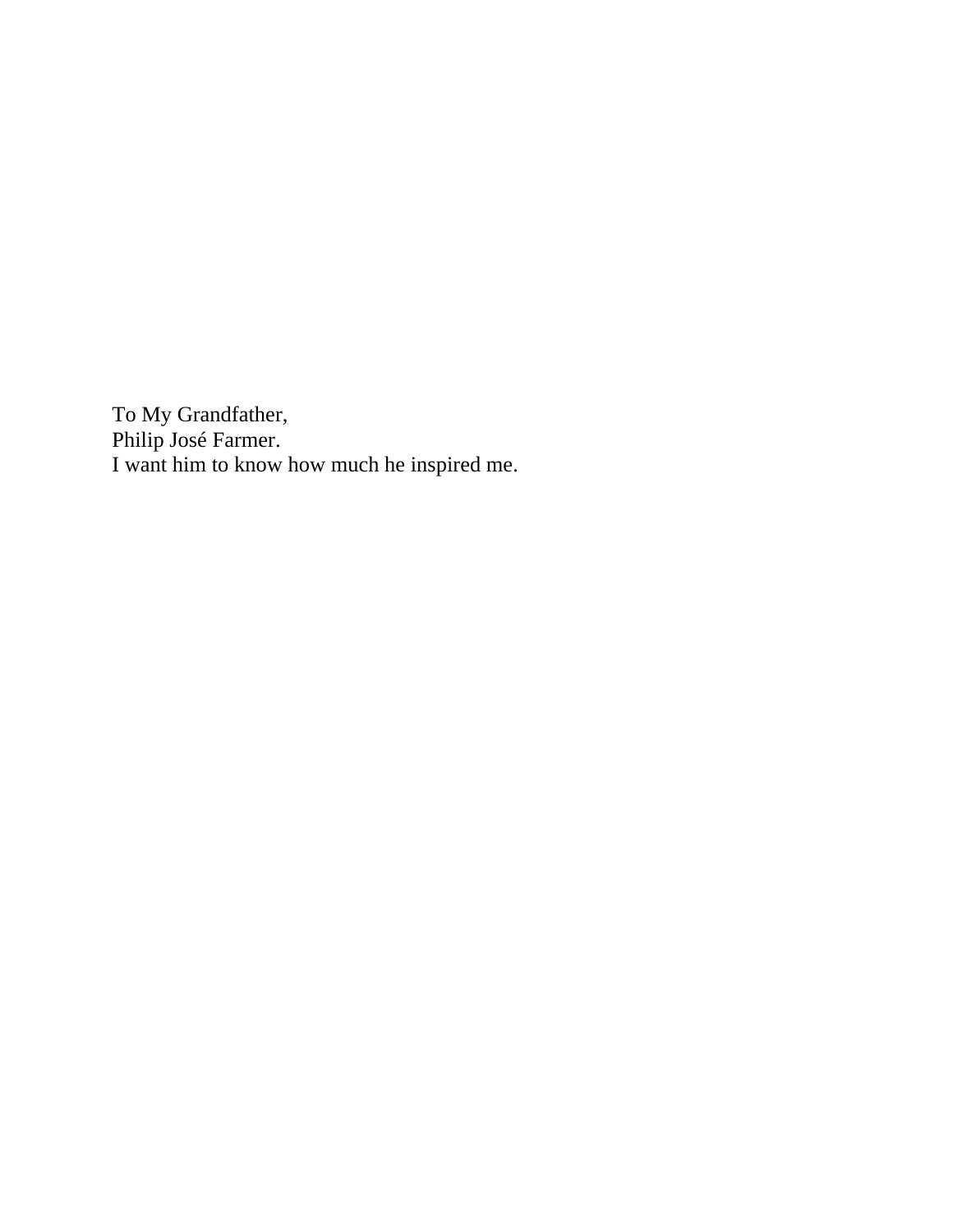To My Grandfather,
Philip José Farmer.
I want him to know how much he inspired me.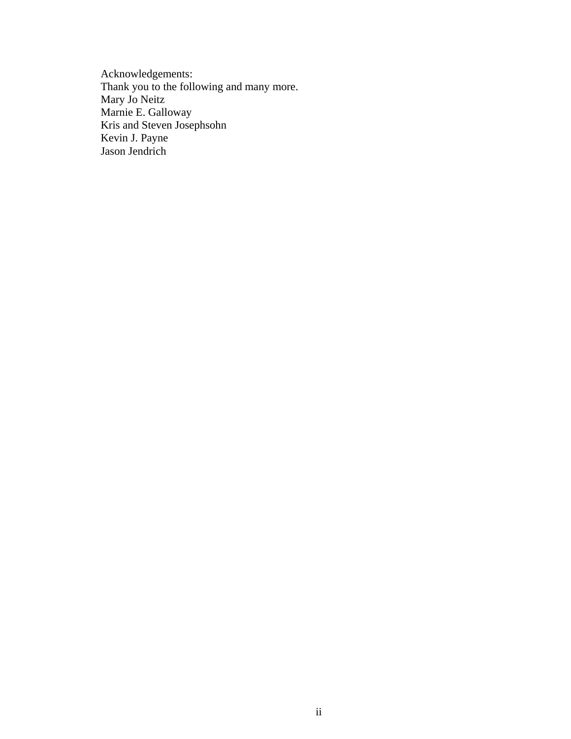Acknowledgements:
Thank you to the following and many more.
Mary Jo Neitz
Marnie E. Galloway
Kris and Steven Josephsohn
Kevin J. Payne
Jason Jendrich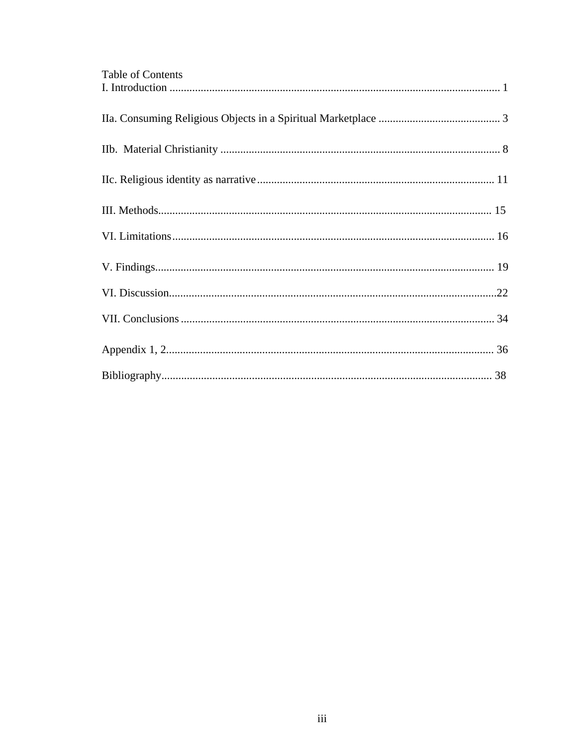Table of Contents

I. Introduction ..................................................................................................................... 1

IIa. Consuming Religious Objects in a Spiritual Marketplace ........................................... 3

IIb. Material Christianity .................................................................................................. 8

IIc. Religious identity as narrative ................................................................................... 11

III. Methods..................................................................................................................... 15

VI. Limitations ................................................................................................................. 16

V. Findings....................................................................................................................... 19

VI. Discussion...................................................................................................................22

VII. Conclusions .............................................................................................................. 34

Appendix 1, 2................................................................................................................... 36

Bibliography.................................................................................................................... 38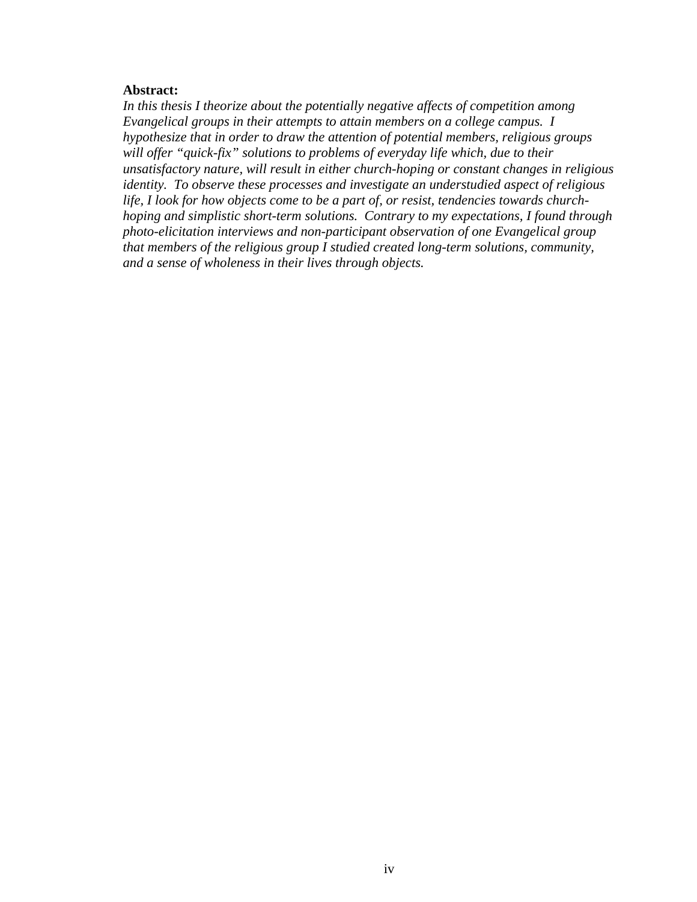**Abstract:**

*In this thesis I theorize about the potentially negative affects of competition among Evangelical groups in their attempts to attain members on a college campus. I hypothesize that in order to draw the attention of potential members, religious groups will offer "quick-fix" solutions to problems of everyday life which, due to their unsatisfactory nature, will result in either church-hoping or constant changes in religious identity. To observe these processes and investigate an understudied aspect of religious life, I look for how objects come to be a part of, or resist, tendencies towards church-hoping and simplistic short-term solutions. Contrary to my expectations, I found through photo-elicitation interviews and non-participant observation of one Evangelical group that members of the religious group I studied created long-term solutions, community, and a sense of wholeness in their lives through objects.*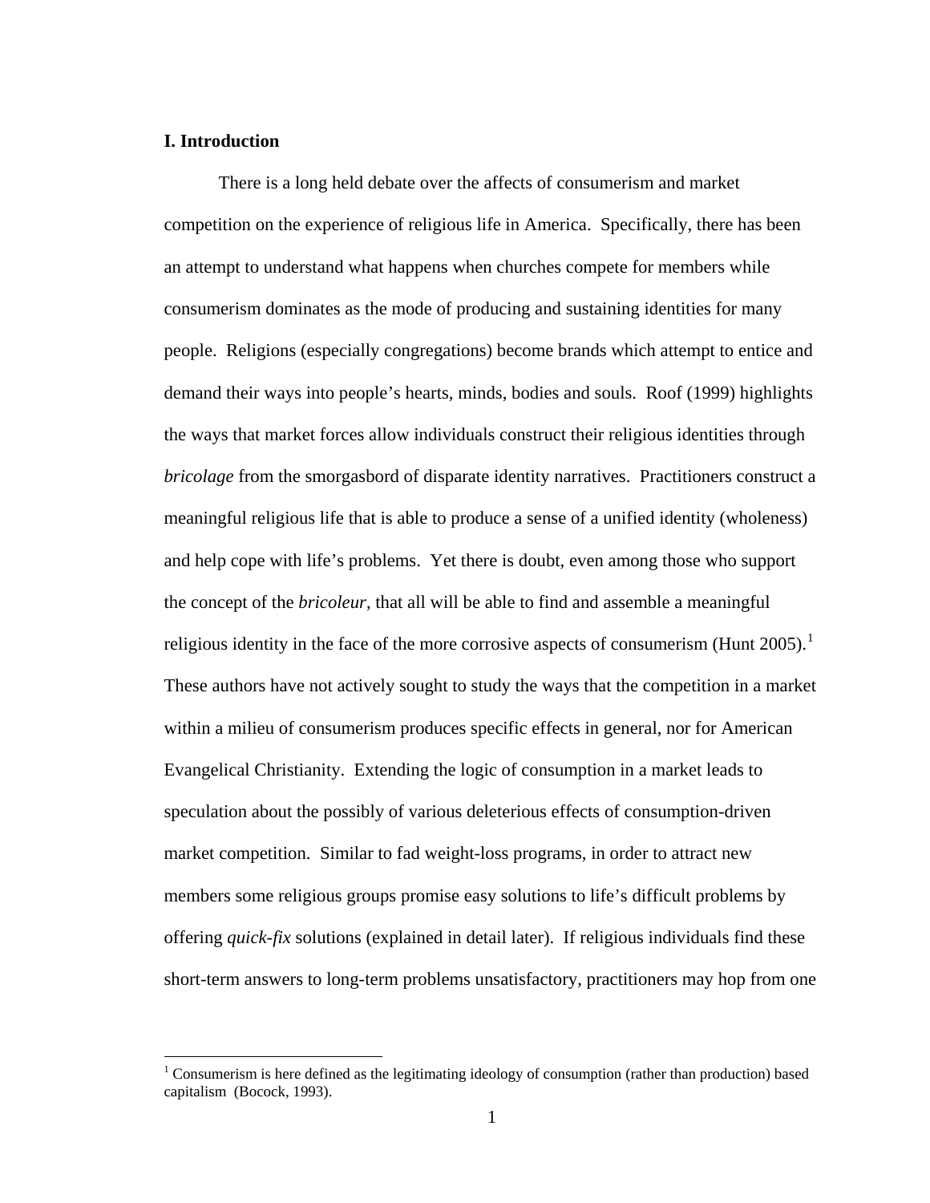## I. Introduction

There is a long held debate over the affects of consumerism and market competition on the experience of religious life in America. Specifically, there has been an attempt to understand what happens when churches compete for members while consumerism dominates as the mode of producing and sustaining identities for many people. Religions (especially congregations) become brands which attempt to entice and demand their ways into people's hearts, minds, bodies and souls. Roof (1999) highlights the ways that market forces allow individuals construct their religious identities through *bricolage* from the smorgasbord of disparate identity narratives. Practitioners construct a meaningful religious life that is able to produce a sense of a unified identity (wholeness) and help cope with life's problems. Yet there is doubt, even among those who support the concept of the *bricoleur*, that all will be able to find and assemble a meaningful religious identity in the face of the more corrosive aspects of consumerism (Hunt 2005).[1] These authors have not actively sought to study the ways that the competition in a market within a milieu of consumerism produces specific effects in general, nor for American Evangelical Christianity. Extending the logic of consumption in a market leads to speculation about the possibly of various deleterious effects of consumption-driven market competition. Similar to fad weight-loss programs, in order to attract new members some religious groups promise easy solutions to life's difficult problems by offering *quick-fix* solutions (explained in detail later). If religious individuals find these short-term answers to long-term problems unsatisfactory, practitioners may hop from one

[1] Consumerism is here defined as the legitimating ideology of consumption (rather than production) based capitalism (Bocock, 1993).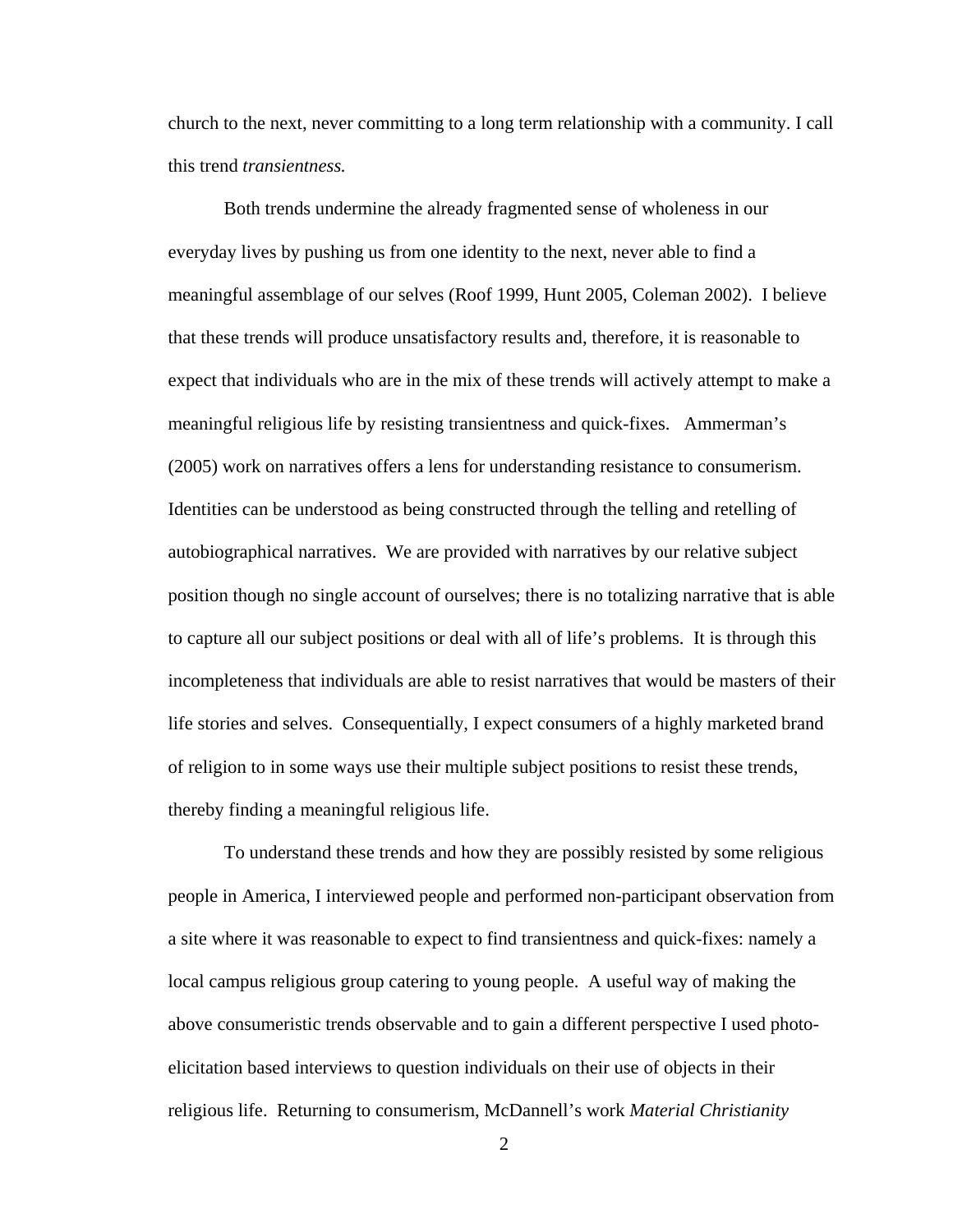church to the next, never committing to a long term relationship with a community. I call this trend *transientness.*

Both trends undermine the already fragmented sense of wholeness in our everyday lives by pushing us from one identity to the next, never able to find a meaningful assemblage of our selves (Roof 1999, Hunt 2005, Coleman 2002). I believe that these trends will produce unsatisfactory results and, therefore, it is reasonable to expect that individuals who are in the mix of these trends will actively attempt to make a meaningful religious life by resisting transientness and quick-fixes. Ammerman's (2005) work on narratives offers a lens for understanding resistance to consumerism. Identities can be understood as being constructed through the telling and retelling of autobiographical narratives. We are provided with narratives by our relative subject position though no single account of ourselves; there is no totalizing narrative that is able to capture all our subject positions or deal with all of life's problems. It is through this incompleteness that individuals are able to resist narratives that would be masters of their life stories and selves. Consequentially, I expect consumers of a highly marketed brand of religion to in some ways use their multiple subject positions to resist these trends, thereby finding a meaningful religious life.

To understand these trends and how they are possibly resisted by some religious people in America, I interviewed people and performed non-participant observation from a site where it was reasonable to expect to find transientness and quick-fixes: namely a local campus religious group catering to young people. A useful way of making the above consumeristic trends observable and to gain a different perspective I used photo-elicitation based interviews to question individuals on their use of objects in their religious life. Returning to consumerism, McDannell's work *Material Christianity*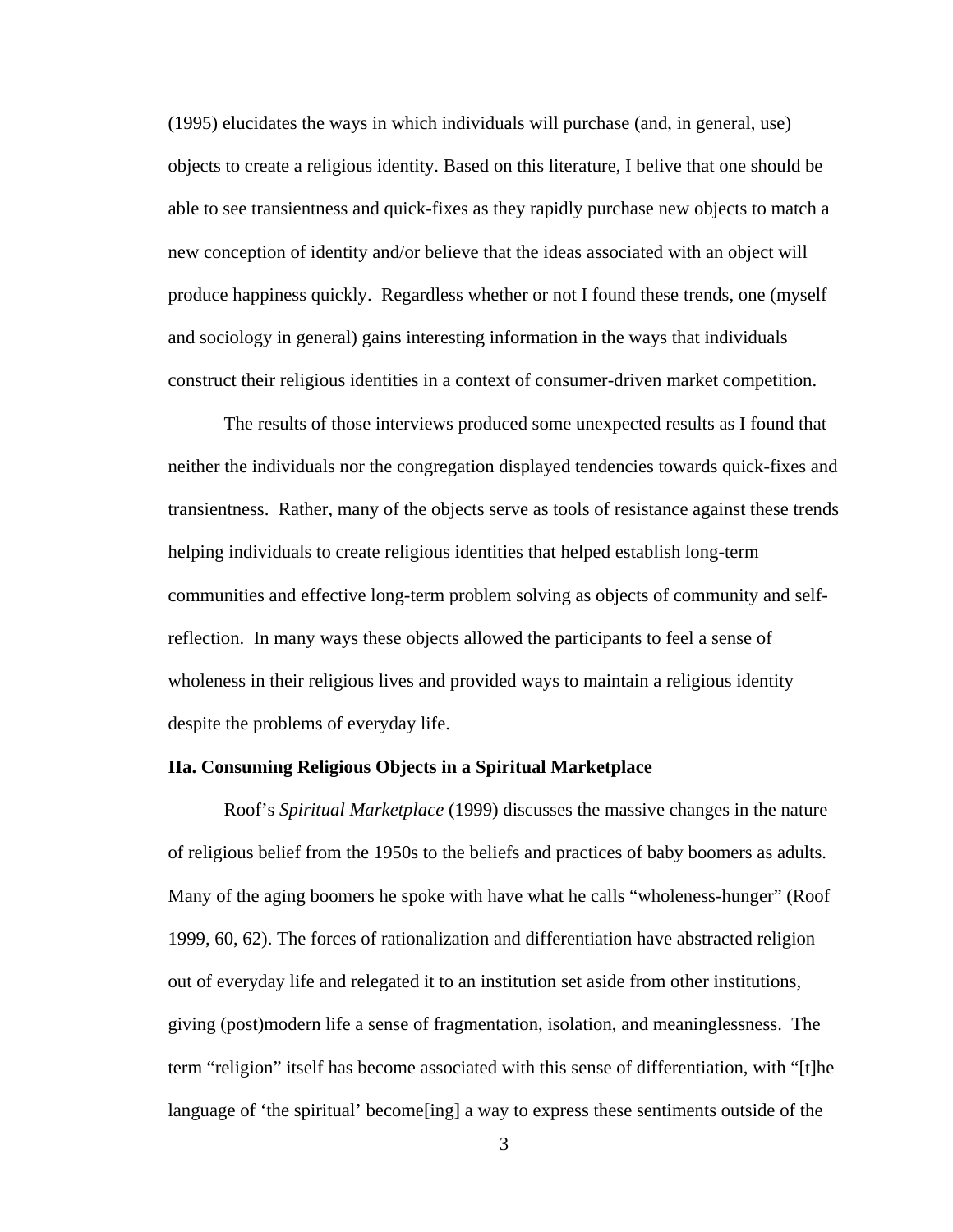(1995) elucidates the ways in which individuals will purchase (and, in general, use) objects to create a religious identity. Based on this literature, I belive that one should be able to see transientness and quick-fixes as they rapidly purchase new objects to match a new conception of identity and/or believe that the ideas associated with an object will produce happiness quickly. Regardless whether or not I found these trends, one (myself and sociology in general) gains interesting information in the ways that individuals construct their religious identities in a context of consumer-driven market competition.

The results of those interviews produced some unexpected results as I found that neither the individuals nor the congregation displayed tendencies towards quick-fixes and transientness. Rather, many of the objects serve as tools of resistance against these trends helping individuals to create religious identities that helped establish long-term communities and effective long-term problem solving as objects of community and self-reflection. In many ways these objects allowed the participants to feel a sense of wholeness in their religious lives and provided ways to maintain a religious identity despite the problems of everyday life.

**IIa. Consuming Religious Objects in a Spiritual Marketplace**

Roof's *Spiritual Marketplace* (1999) discusses the massive changes in the nature of religious belief from the 1950s to the beliefs and practices of baby boomers as adults. Many of the aging boomers he spoke with have what he calls "wholeness-hunger" (Roof 1999, 60, 62). The forces of rationalization and differentiation have abstracted religion out of everyday life and relegated it to an institution set aside from other institutions, giving (post)modern life a sense of fragmentation, isolation, and meaninglessness. The term "religion" itself has become associated with this sense of differentiation, with "[t]he language of 'the spiritual' become[ing] a way to express these sentiments outside of the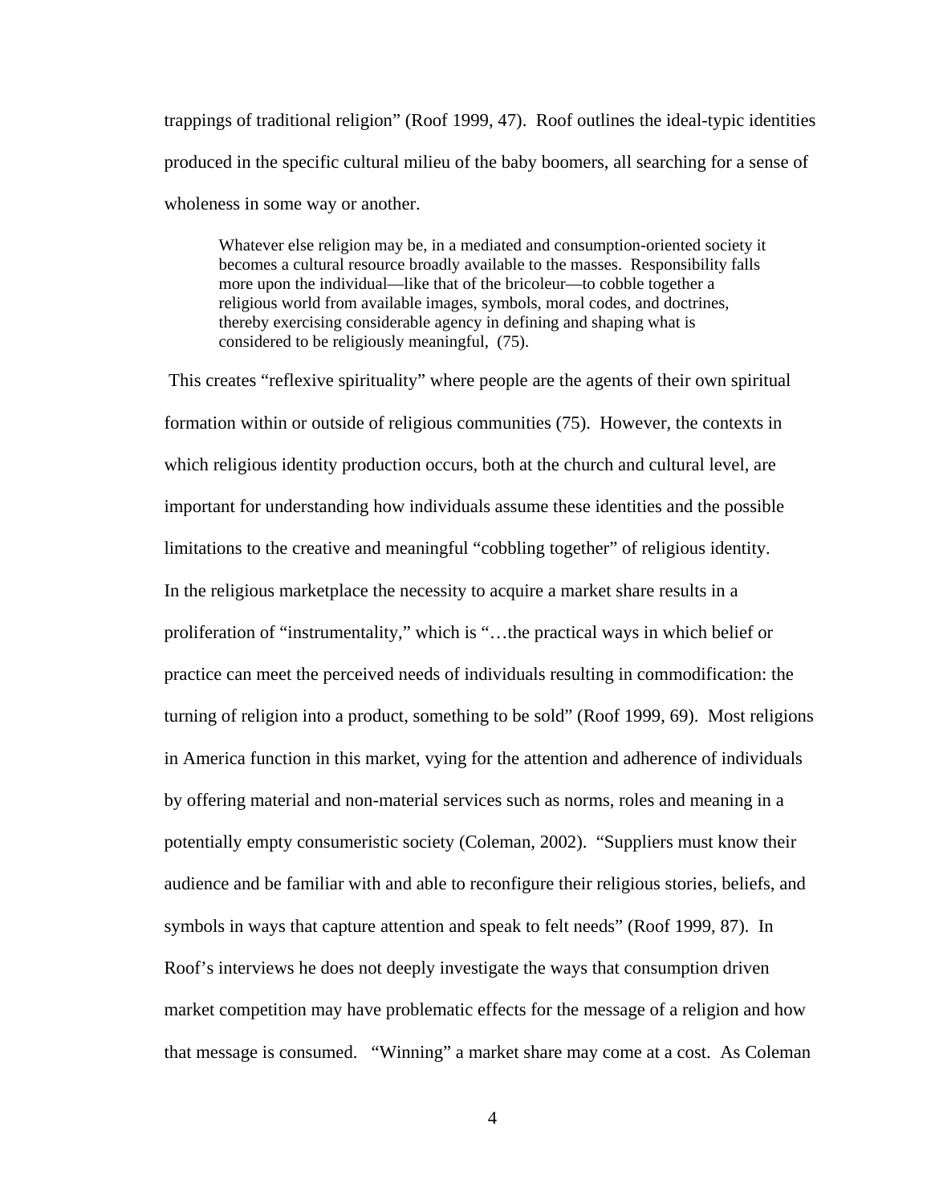trappings of traditional religion" (Roof 1999, 47). Roof outlines the ideal-typic identities produced in the specific cultural milieu of the baby boomers, all searching for a sense of wholeness in some way or another.

> Whatever else religion may be, in a mediated and consumption-oriented society it becomes a cultural resource broadly available to the masses. Responsibility falls more upon the individual—like that of the bricoleur—to cobble together a religious world from available images, symbols, moral codes, and doctrines, thereby exercising considerable agency in defining and shaping what is considered to be religiously meaningful, (75).

This creates "reflexive spirituality" where people are the agents of their own spiritual formation within or outside of religious communities (75). However, the contexts in which religious identity production occurs, both at the church and cultural level, are important for understanding how individuals assume these identities and the possible limitations to the creative and meaningful "cobbling together" of religious identity. In the religious marketplace the necessity to acquire a market share results in a proliferation of "instrumentality," which is "…the practical ways in which belief or practice can meet the perceived needs of individuals resulting in commodification: the turning of religion into a product, something to be sold" (Roof 1999, 69). Most religions in America function in this market, vying for the attention and adherence of individuals by offering material and non-material services such as norms, roles and meaning in a potentially empty consumeristic society (Coleman, 2002). "Suppliers must know their audience and be familiar with and able to reconfigure their religious stories, beliefs, and symbols in ways that capture attention and speak to felt needs" (Roof 1999, 87). In Roof's interviews he does not deeply investigate the ways that consumption driven market competition may have problematic effects for the message of a religion and how that message is consumed. "Winning" a market share may come at a cost. As Coleman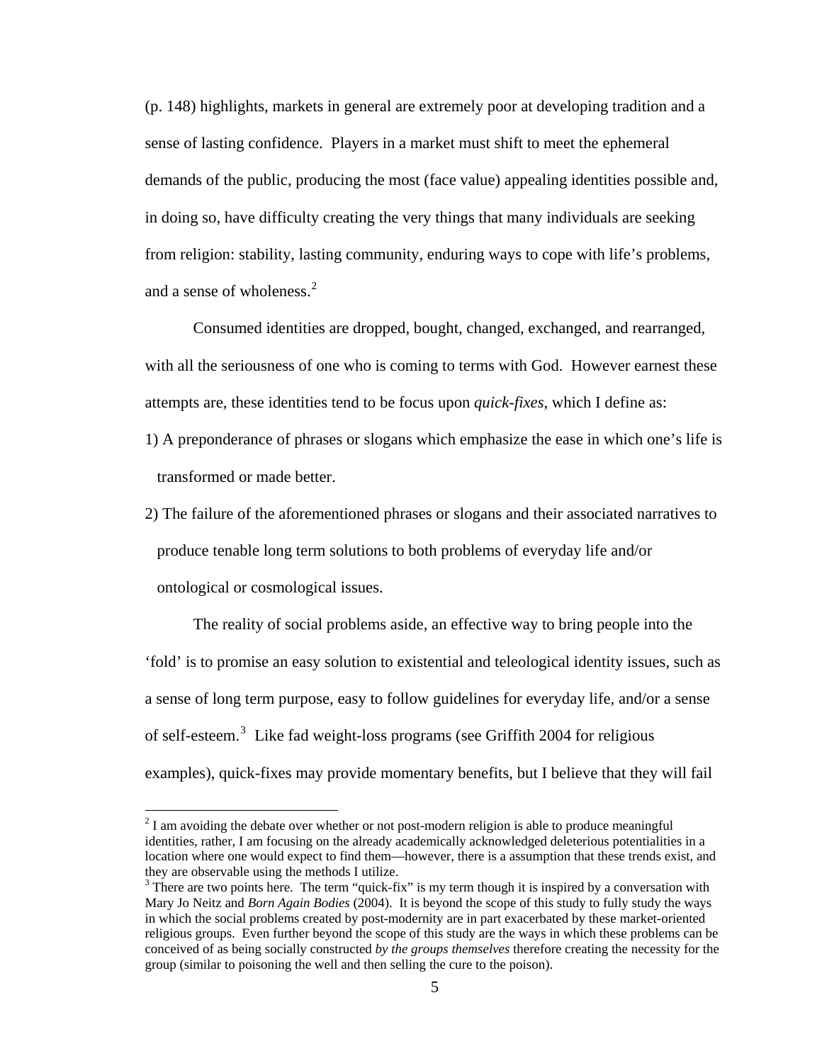(p. 148) highlights, markets in general are extremely poor at developing tradition and a sense of lasting confidence. Players in a market must shift to meet the ephemeral demands of the public, producing the most (face value) appealing identities possible and, in doing so, have difficulty creating the very things that many individuals are seeking from religion: stability, lasting community, enduring ways to cope with life's problems, and a sense of wholeness.[2]

Consumed identities are dropped, bought, changed, exchanged, and rearranged, with all the seriousness of one who is coming to terms with God. However earnest these attempts are, these identities tend to be focus upon *quick-fixes*, which I define as:

1) A preponderance of phrases or slogans which emphasize the ease in which one's life is transformed or made better.
2) The failure of the aforementioned phrases or slogans and their associated narratives to produce tenable long term solutions to both problems of everyday life and/or ontological or cosmological issues.

The reality of social problems aside, an effective way to bring people into the 'fold' is to promise an easy solution to existential and teleological identity issues, such as a sense of long term purpose, easy to follow guidelines for everyday life, and/or a sense of self-esteem.[3] Like fad weight-loss programs (see Griffith 2004 for religious examples), quick-fixes may provide momentary benefits, but I believe that they will fail

---

[2] I am avoiding the debate over whether or not post-modern religion is able to produce meaningful identities, rather, I am focusing on the already academically acknowledged deleterious potentialities in a location where one would expect to find them—however, there is a assumption that these trends exist, and they are observable using the methods I utilize.

[3] There are two points here. The term "quick-fix" is my term though it is inspired by a conversation with Mary Jo Neitz and *Born Again Bodies* (2004). It is beyond the scope of this study to fully study the ways in which the social problems created by post-modernity are in part exacerbated by these market-oriented religious groups. Even further beyond the scope of this study are the ways in which these problems can be conceived of as being socially constructed *by the groups themselves* therefore creating the necessity for the group (similar to poisoning the well and then selling the cure to the poison).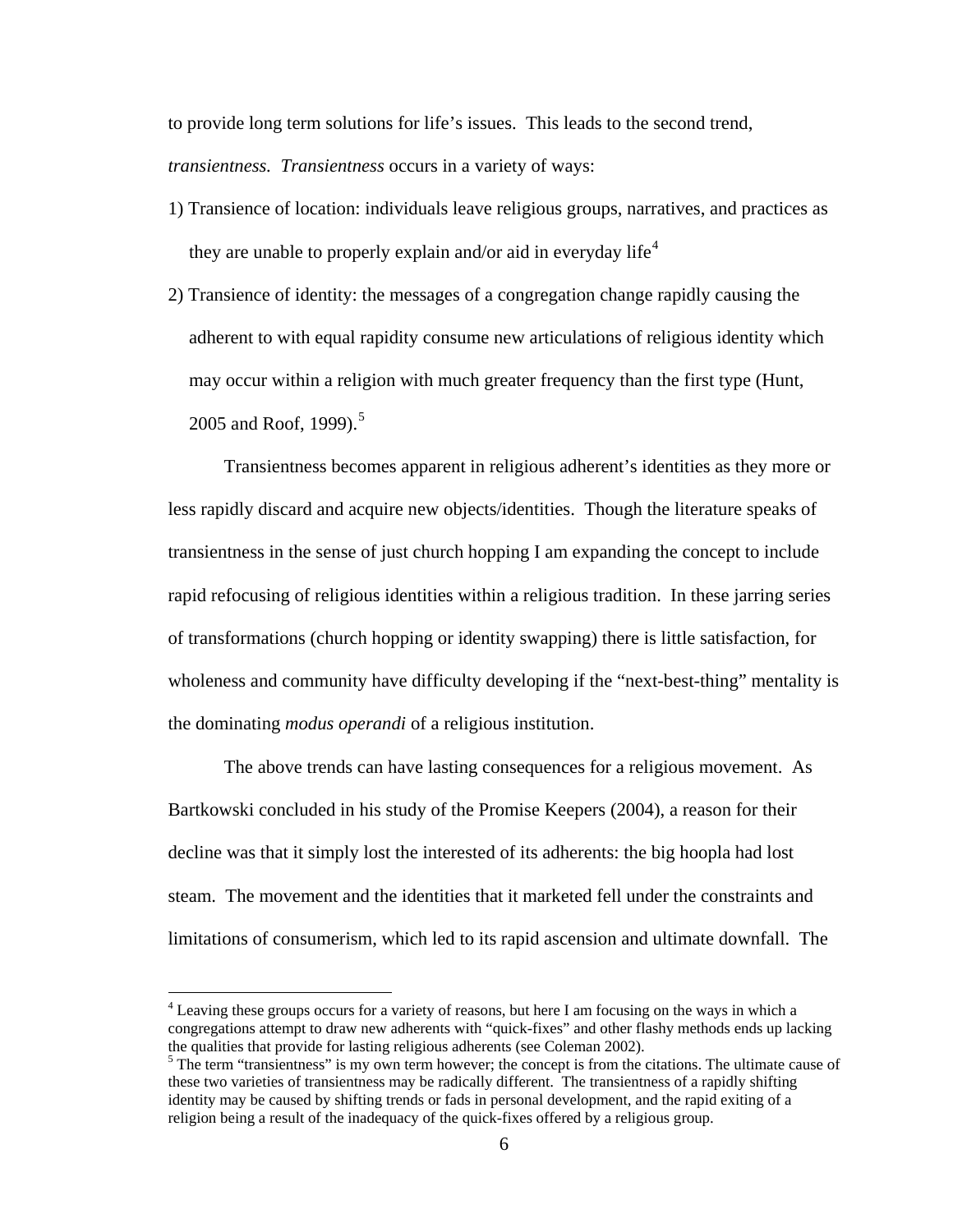to provide long term solutions for life's issues. This leads to the second trend, *transientness. Transientness* occurs in a variety of ways:

1) Transience of location: individuals leave religious groups, narratives, and practices as they are unable to properly explain and/or aid in everyday life[4]
2) Transience of identity: the messages of a congregation change rapidly causing the adherent to with equal rapidity consume new articulations of religious identity which may occur within a religion with much greater frequency than the first type (Hunt, 2005 and Roof, 1999).[5]

Transientness becomes apparent in religious adherent's identities as they more or less rapidly discard and acquire new objects/identities. Though the literature speaks of transientness in the sense of just church hopping I am expanding the concept to include rapid refocusing of religious identities within a religious tradition. In these jarring series of transformations (church hopping or identity swapping) there is little satisfaction, for wholeness and community have difficulty developing if the "next-best-thing" mentality is the dominating *modus operandi* of a religious institution.

The above trends can have lasting consequences for a religious movement. As Bartkowski concluded in his study of the Promise Keepers (2004), a reason for their decline was that it simply lost the interested of its adherents: the big hoopla had lost steam. The movement and the identities that it marketed fell under the constraints and limitations of consumerism, which led to its rapid ascension and ultimate downfall. The

---

[4] Leaving these groups occurs for a variety of reasons, but here I am focusing on the ways in which a congregations attempt to draw new adherents with "quick-fixes" and other flashy methods ends up lacking the qualities that provide for lasting religious adherents (see Coleman 2002).

[5] The term "transientness" is my own term however; the concept is from the citations. The ultimate cause of these two varieties of transientness may be radically different. The transientness of a rapidly shifting identity may be caused by shifting trends or fads in personal development, and the rapid exiting of a religion being a result of the inadequacy of the quick-fixes offered by a religious group.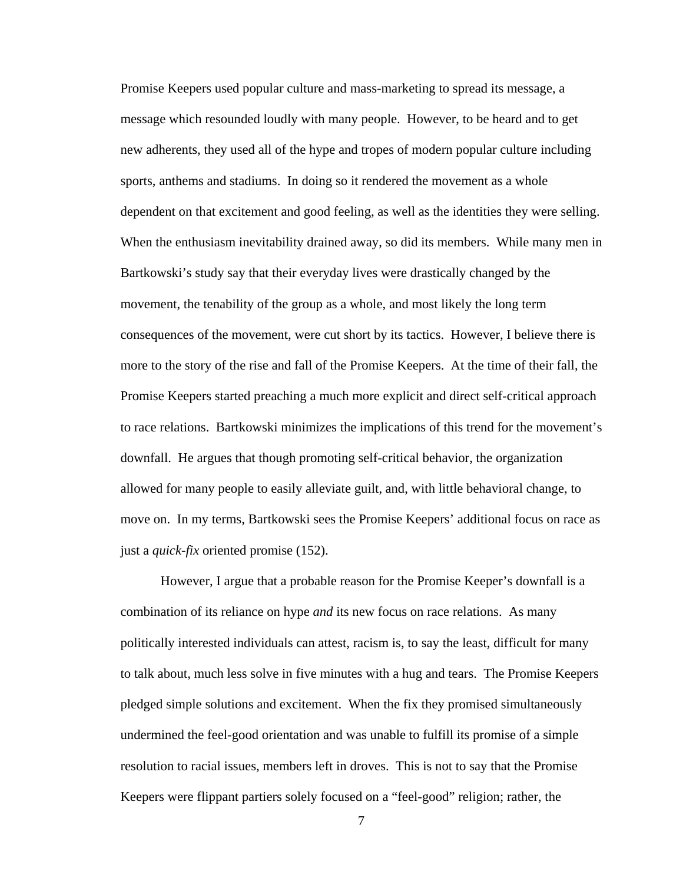Promise Keepers used popular culture and mass-marketing to spread its message, a message which resounded loudly with many people. However, to be heard and to get new adherents, they used all of the hype and tropes of modern popular culture including sports, anthems and stadiums. In doing so it rendered the movement as a whole dependent on that excitement and good feeling, as well as the identities they were selling. When the enthusiasm inevitability drained away, so did its members. While many men in Bartkowski's study say that their everyday lives were drastically changed by the movement, the tenability of the group as a whole, and most likely the long term consequences of the movement, were cut short by its tactics. However, I believe there is more to the story of the rise and fall of the Promise Keepers. At the time of their fall, the Promise Keepers started preaching a much more explicit and direct self-critical approach to race relations. Bartkowski minimizes the implications of this trend for the movement's downfall. He argues that though promoting self-critical behavior, the organization allowed for many people to easily alleviate guilt, and, with little behavioral change, to move on. In my terms, Bartkowski sees the Promise Keepers' additional focus on race as just a *quick-fix* oriented promise (152).

However, I argue that a probable reason for the Promise Keeper's downfall is a combination of its reliance on hype *and* its new focus on race relations. As many politically interested individuals can attest, racism is, to say the least, difficult for many to talk about, much less solve in five minutes with a hug and tears. The Promise Keepers pledged simple solutions and excitement. When the fix they promised simultaneously undermined the feel-good orientation and was unable to fulfill its promise of a simple resolution to racial issues, members left in droves. This is not to say that the Promise Keepers were flippant partiers solely focused on a "feel-good" religion; rather, the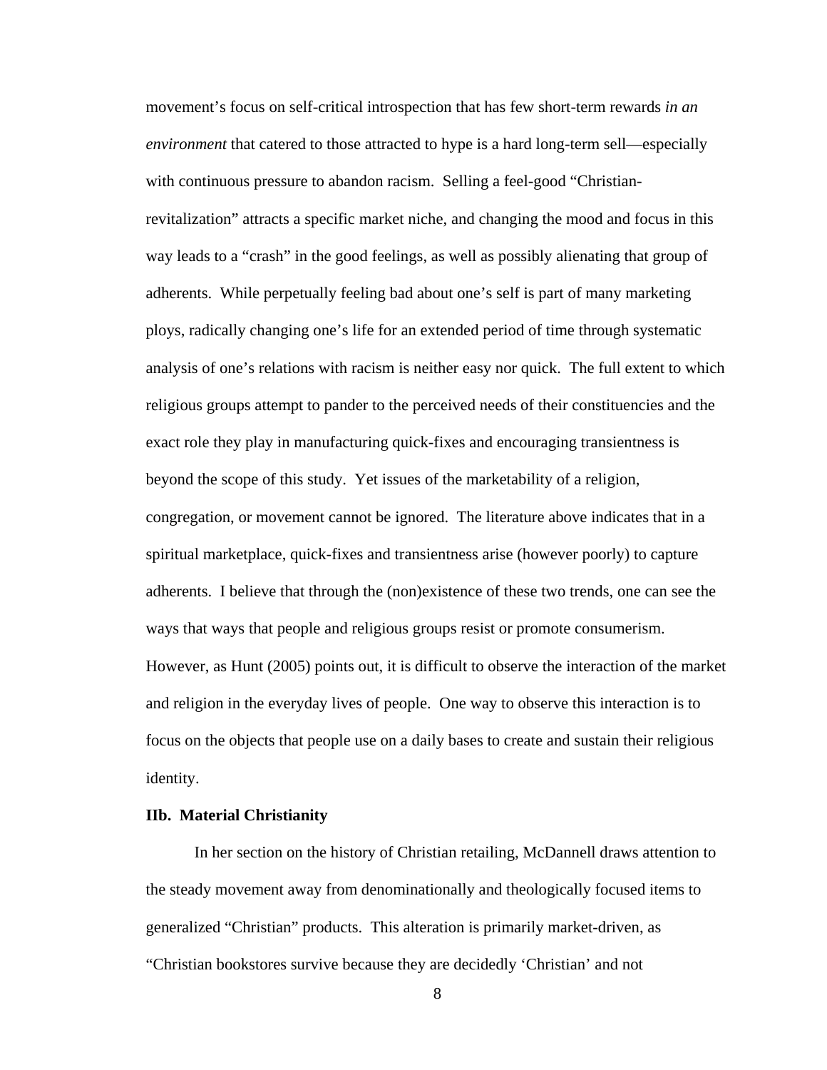movement's focus on self-critical introspection that has few short-term rewards *in an environment* that catered to those attracted to hype is a hard long-term sell—especially with continuous pressure to abandon racism. Selling a feel-good "Christian-revitalization" attracts a specific market niche, and changing the mood and focus in this way leads to a "crash" in the good feelings, as well as possibly alienating that group of adherents. While perpetually feeling bad about one's self is part of many marketing ploys, radically changing one's life for an extended period of time through systematic analysis of one's relations with racism is neither easy nor quick. The full extent to which religious groups attempt to pander to the perceived needs of their constituencies and the exact role they play in manufacturing quick-fixes and encouraging transientness is beyond the scope of this study. Yet issues of the marketability of a religion, congregation, or movement cannot be ignored. The literature above indicates that in a spiritual marketplace, quick-fixes and transientness arise (however poorly) to capture adherents. I believe that through the (non)existence of these two trends, one can see the ways that ways that people and religious groups resist or promote consumerism. However, as Hunt (2005) points out, it is difficult to observe the interaction of the market and religion in the everyday lives of people. One way to observe this interaction is to focus on the objects that people use on a daily bases to create and sustain their religious identity.

### IIb. Material Christianity

In her section on the history of Christian retailing, McDannell draws attention to the steady movement away from denominationally and theologically focused items to generalized "Christian" products. This alteration is primarily market-driven, as "Christian bookstores survive because they are decidedly 'Christian' and not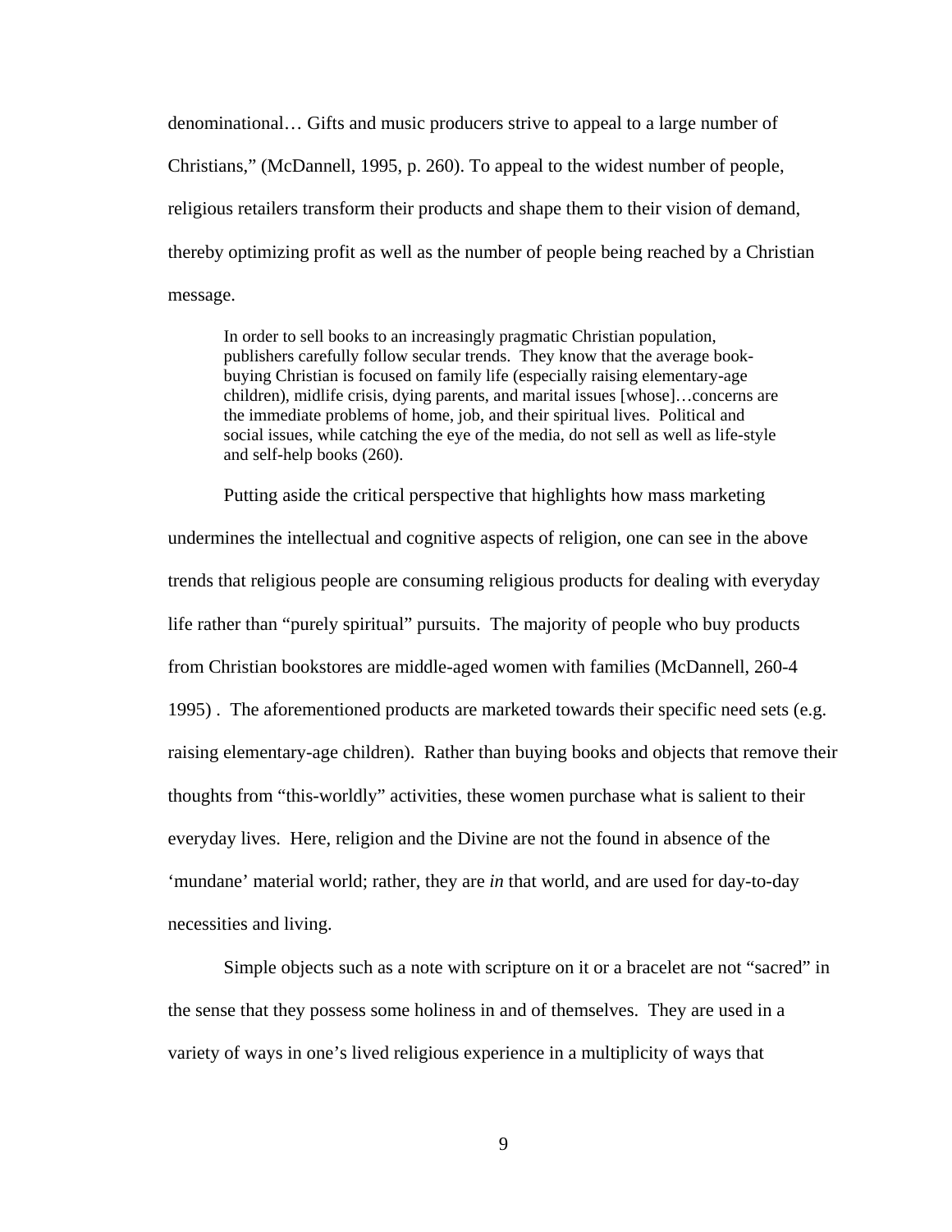denominational… Gifts and music producers strive to appeal to a large number of Christians," (McDannell, 1995, p. 260). To appeal to the widest number of people, religious retailers transform their products and shape them to their vision of demand, thereby optimizing profit as well as the number of people being reached by a Christian message.

> In order to sell books to an increasingly pragmatic Christian population, publishers carefully follow secular trends. They know that the average book-buying Christian is focused on family life (especially raising elementary-age children), midlife crisis, dying parents, and marital issues [whose]…concerns are the immediate problems of home, job, and their spiritual lives. Political and social issues, while catching the eye of the media, do not sell as well as life-style and self-help books (260).

Putting aside the critical perspective that highlights how mass marketing undermines the intellectual and cognitive aspects of religion, one can see in the above trends that religious people are consuming religious products for dealing with everyday life rather than "purely spiritual" pursuits. The majority of people who buy products from Christian bookstores are middle-aged women with families (McDannell, 260-4 1995) . The aforementioned products are marketed towards their specific need sets (e.g. raising elementary-age children). Rather than buying books and objects that remove their thoughts from "this-worldly" activities, these women purchase what is salient to their everyday lives. Here, religion and the Divine are not the found in absence of the 'mundane' material world; rather, they are *in* that world, and are used for day-to-day necessities and living.

Simple objects such as a note with scripture on it or a bracelet are not "sacred" in the sense that they possess some holiness in and of themselves. They are used in a variety of ways in one's lived religious experience in a multiplicity of ways that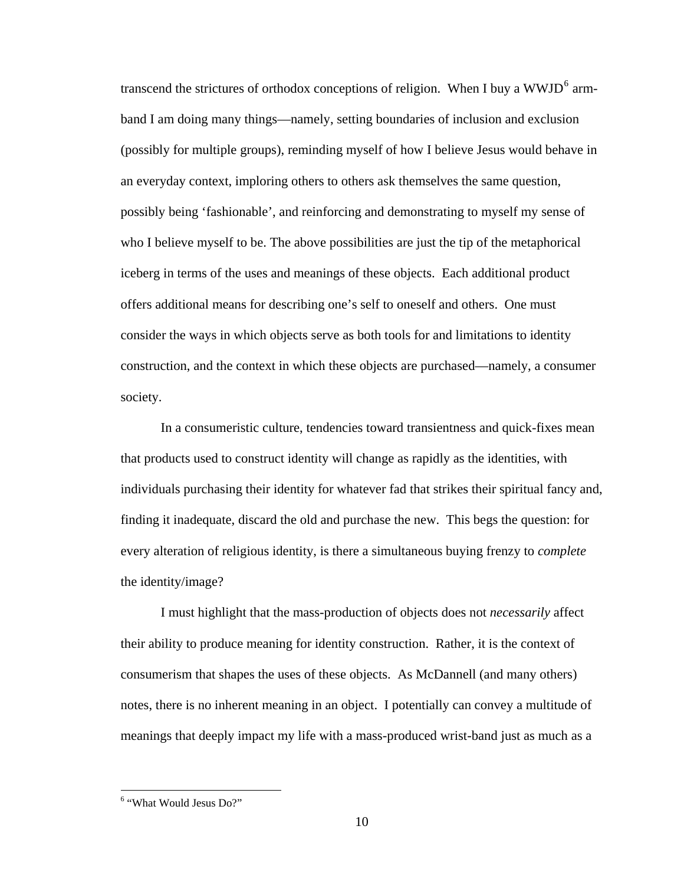transcend the strictures of orthodox conceptions of religion. When I buy a WWJD[6] arm-band I am doing many things—namely, setting boundaries of inclusion and exclusion (possibly for multiple groups), reminding myself of how I believe Jesus would behave in an everyday context, imploring others to others ask themselves the same question, possibly being 'fashionable', and reinforcing and demonstrating to myself my sense of who I believe myself to be. The above possibilities are just the tip of the metaphorical iceberg in terms of the uses and meanings of these objects. Each additional product offers additional means for describing one's self to oneself and others. One must consider the ways in which objects serve as both tools for and limitations to identity construction, and the context in which these objects are purchased—namely, a consumer society.

In a consumeristic culture, tendencies toward transientness and quick-fixes mean that products used to construct identity will change as rapidly as the identities, with individuals purchasing their identity for whatever fad that strikes their spiritual fancy and, finding it inadequate, discard the old and purchase the new. This begs the question: for every alteration of religious identity, is there a simultaneous buying frenzy to *complete* the identity/image?

I must highlight that the mass-production of objects does not *necessarily* affect their ability to produce meaning for identity construction. Rather, it is the context of consumerism that shapes the uses of these objects. As McDannell (and many others) notes, there is no inherent meaning in an object. I potentially can convey a multitude of meanings that deeply impact my life with a mass-produced wrist-band just as much as a

[6] "What Would Jesus Do?"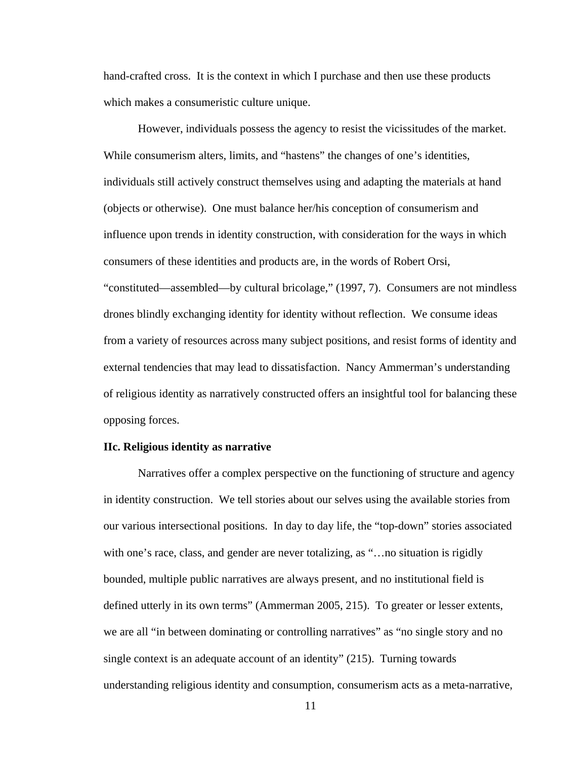hand-crafted cross. It is the context in which I purchase and then use these products which makes a consumeristic culture unique.

However, individuals possess the agency to resist the vicissitudes of the market. While consumerism alters, limits, and "hastens" the changes of one's identities, individuals still actively construct themselves using and adapting the materials at hand (objects or otherwise). One must balance her/his conception of consumerism and influence upon trends in identity construction, with consideration for the ways in which consumers of these identities and products are, in the words of Robert Orsi, "constituted—assembled—by cultural bricolage," (1997, 7). Consumers are not mindless drones blindly exchanging identity for identity without reflection. We consume ideas from a variety of resources across many subject positions, and resist forms of identity and external tendencies that may lead to dissatisfaction. Nancy Ammerman's understanding of religious identity as narratively constructed offers an insightful tool for balancing these opposing forces.

**IIc. Religious identity as narrative**

Narratives offer a complex perspective on the functioning of structure and agency in identity construction. We tell stories about our selves using the available stories from our various intersectional positions. In day to day life, the "top-down" stories associated with one's race, class, and gender are never totalizing, as "…no situation is rigidly bounded, multiple public narratives are always present, and no institutional field is defined utterly in its own terms" (Ammerman 2005, 215). To greater or lesser extents, we are all "in between dominating or controlling narratives" as "no single story and no single context is an adequate account of an identity" (215). Turning towards understanding religious identity and consumption, consumerism acts as a meta-narrative,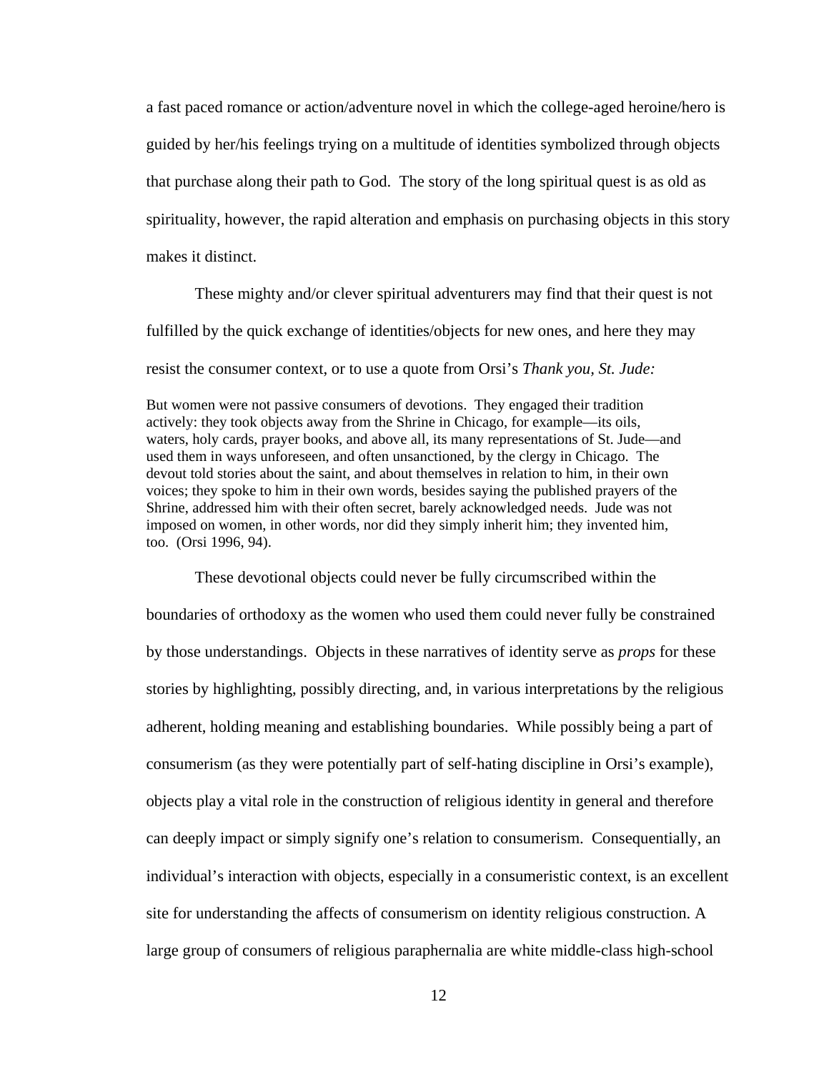a fast paced romance or action/adventure novel in which the college-aged heroine/hero is guided by her/his feelings trying on a multitude of identities symbolized through objects that purchase along their path to God. The story of the long spiritual quest is as old as spirituality, however, the rapid alteration and emphasis on purchasing objects in this story makes it distinct.

These mighty and/or clever spiritual adventurers may find that their quest is not fulfilled by the quick exchange of identities/objects for new ones, and here they may resist the consumer context, or to use a quote from Orsi's *Thank you, St. Jude:*

> But women were not passive consumers of devotions. They engaged their tradition actively: they took objects away from the Shrine in Chicago, for example—its oils, waters, holy cards, prayer books, and above all, its many representations of St. Jude—and used them in ways unforeseen, and often unsanctioned, by the clergy in Chicago. The devout told stories about the saint, and about themselves in relation to him, in their own voices; they spoke to him in their own words, besides saying the published prayers of the Shrine, addressed him with their often secret, barely acknowledged needs. Jude was not imposed on women, in other words, nor did they simply inherit him; they invented him, too. (Orsi 1996, 94).

These devotional objects could never be fully circumscribed within the boundaries of orthodoxy as the women who used them could never fully be constrained by those understandings. Objects in these narratives of identity serve as *props* for these stories by highlighting, possibly directing, and, in various interpretations by the religious adherent, holding meaning and establishing boundaries. While possibly being a part of consumerism (as they were potentially part of self-hating discipline in Orsi's example), objects play a vital role in the construction of religious identity in general and therefore can deeply impact or simply signify one's relation to consumerism. Consequentially, an individual's interaction with objects, especially in a consumeristic context, is an excellent site for understanding the affects of consumerism on identity religious construction. A large group of consumers of religious paraphernalia are white middle-class high-school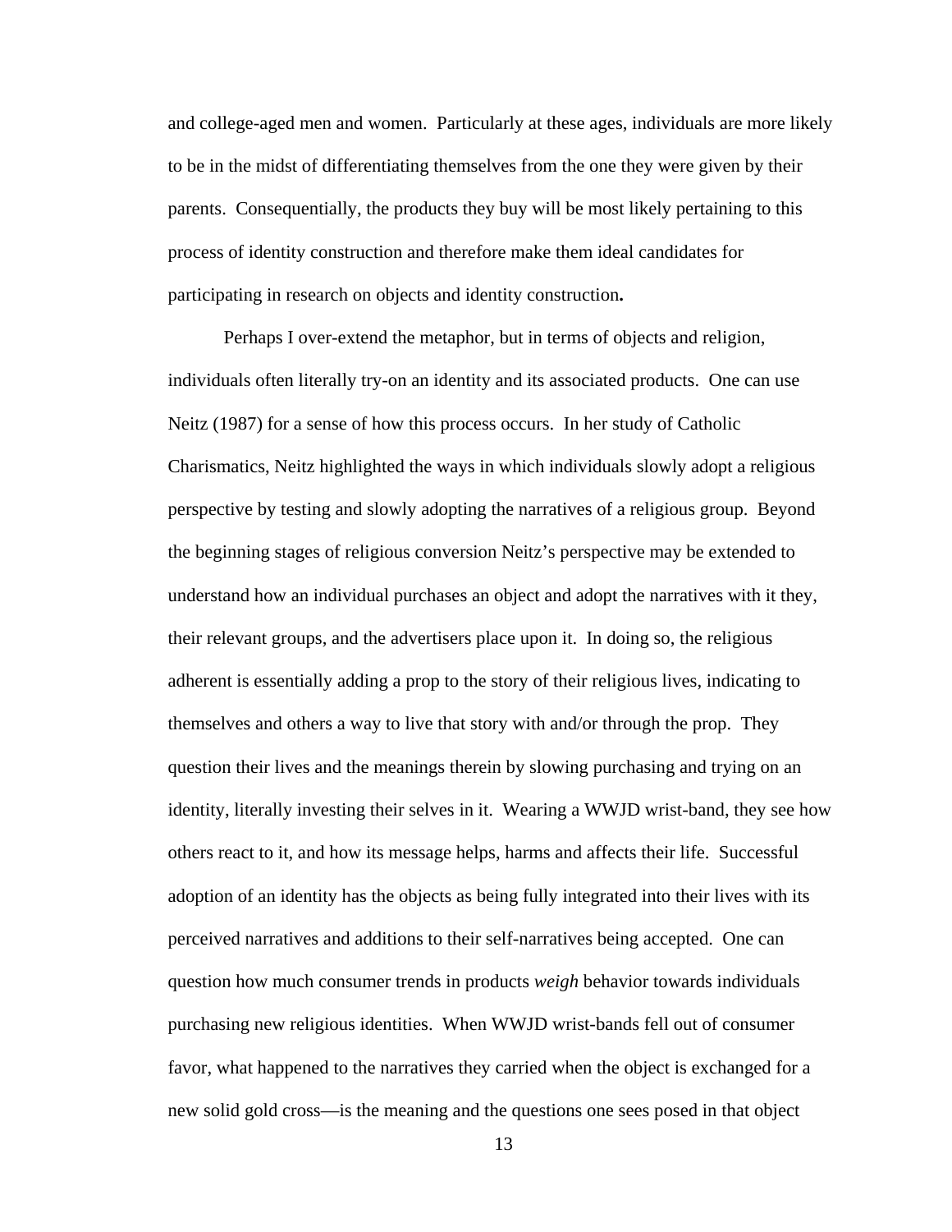and college-aged men and women. Particularly at these ages, individuals are more likely to be in the midst of differentiating themselves from the one they were given by their parents. Consequentially, the products they buy will be most likely pertaining to this process of identity construction and therefore make them ideal candidates for participating in research on objects and identity construction**.**

Perhaps I over-extend the metaphor, but in terms of objects and religion, individuals often literally try-on an identity and its associated products. One can use Neitz (1987) for a sense of how this process occurs. In her study of Catholic Charismatics, Neitz highlighted the ways in which individuals slowly adopt a religious perspective by testing and slowly adopting the narratives of a religious group. Beyond the beginning stages of religious conversion Neitz's perspective may be extended to understand how an individual purchases an object and adopt the narratives with it they, their relevant groups, and the advertisers place upon it. In doing so, the religious adherent is essentially adding a prop to the story of their religious lives, indicating to themselves and others a way to live that story with and/or through the prop. They question their lives and the meanings therein by slowing purchasing and trying on an identity, literally investing their selves in it. Wearing a WWJD wrist-band, they see how others react to it, and how its message helps, harms and affects their life. Successful adoption of an identity has the objects as being fully integrated into their lives with its perceived narratives and additions to their self-narratives being accepted. One can question how much consumer trends in products *weigh* behavior towards individuals purchasing new religious identities. When WWJD wrist-bands fell out of consumer favor, what happened to the narratives they carried when the object is exchanged for a new solid gold cross—is the meaning and the questions one sees posed in that object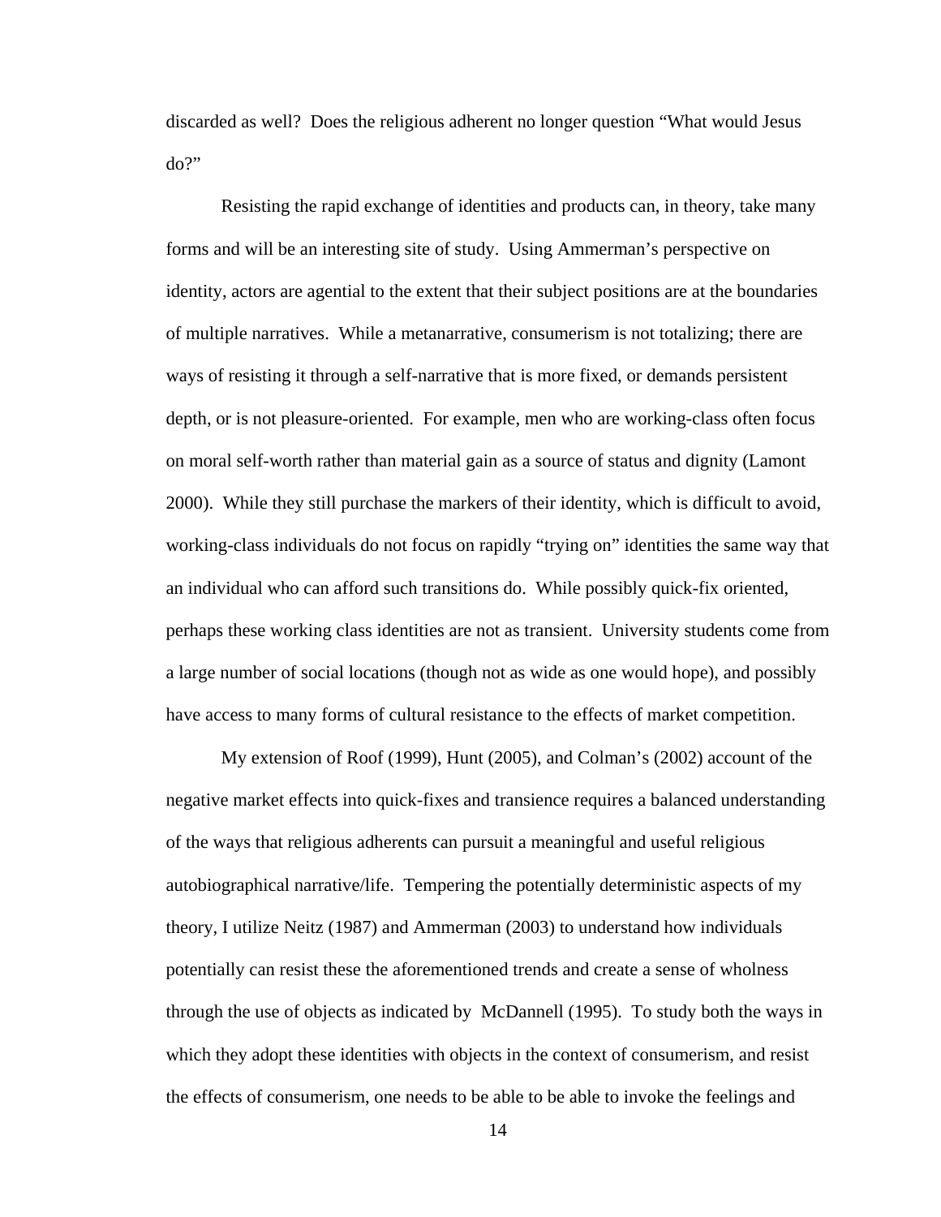discarded as well? Does the religious adherent no longer question "What would Jesus do?"

Resisting the rapid exchange of identities and products can, in theory, take many forms and will be an interesting site of study. Using Ammerman's perspective on identity, actors are agential to the extent that their subject positions are at the boundaries of multiple narratives. While a metanarrative, consumerism is not totalizing; there are ways of resisting it through a self-narrative that is more fixed, or demands persistent depth, or is not pleasure-oriented. For example, men who are working-class often focus on moral self-worth rather than material gain as a source of status and dignity (Lamont 2000). While they still purchase the markers of their identity, which is difficult to avoid, working-class individuals do not focus on rapidly "trying on" identities the same way that an individual who can afford such transitions do. While possibly quick-fix oriented, perhaps these working class identities are not as transient. University students come from a large number of social locations (though not as wide as one would hope), and possibly have access to many forms of cultural resistance to the effects of market competition.

My extension of Roof (1999), Hunt (2005), and Colman's (2002) account of the negative market effects into quick-fixes and transience requires a balanced understanding of the ways that religious adherents can pursuit a meaningful and useful religious autobiographical narrative/life. Tempering the potentially deterministic aspects of my theory, I utilize Neitz (1987) and Ammerman (2003) to understand how individuals potentially can resist these the aforementioned trends and create a sense of wholness through the use of objects as indicated by McDannell (1995). To study both the ways in which they adopt these identities with objects in the context of consumerism, and resist the effects of consumerism, one needs to be able to be able to invoke the feelings and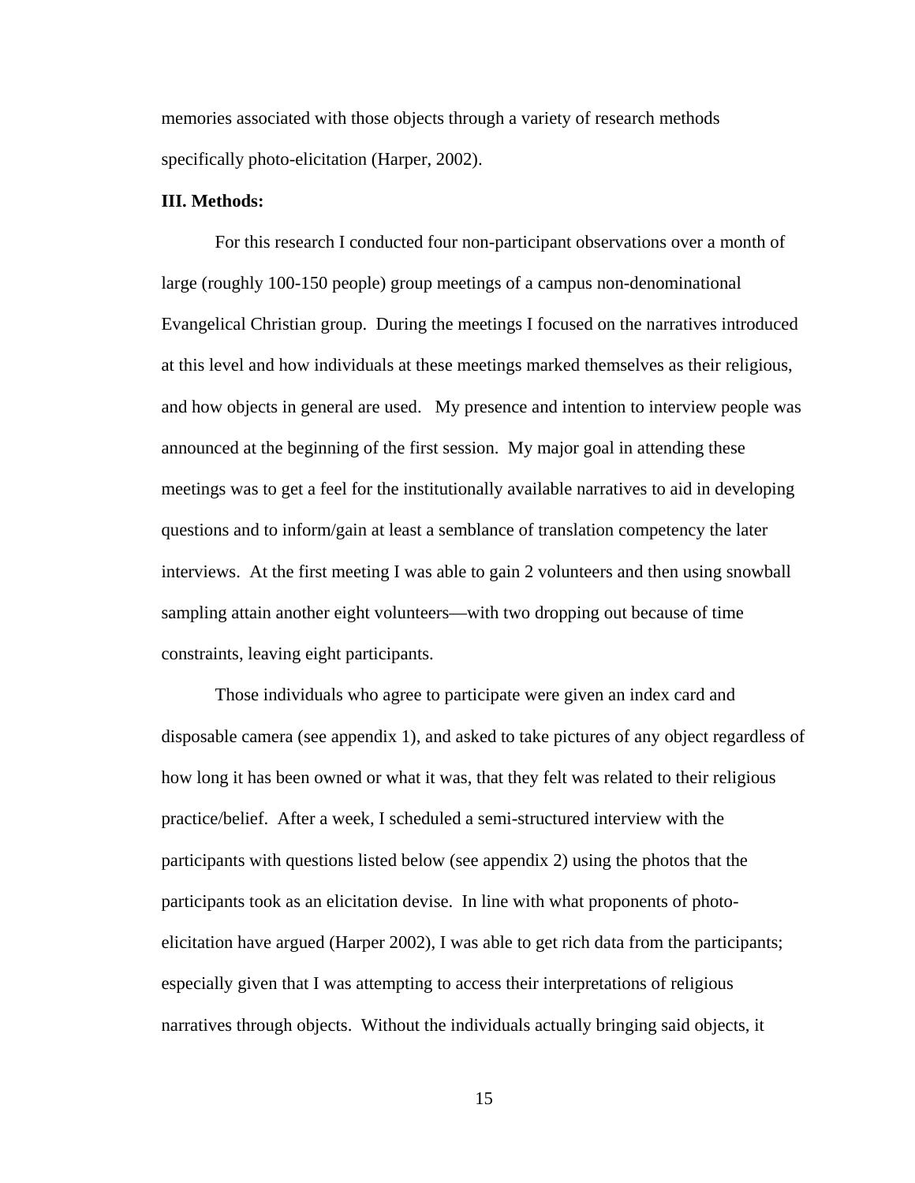memories associated with those objects through a variety of research methods specifically photo-elicitation (Harper, 2002).

**III. Methods:**

For this research I conducted four non-participant observations over a month of large (roughly 100-150 people) group meetings of a campus non-denominational Evangelical Christian group. During the meetings I focused on the narratives introduced at this level and how individuals at these meetings marked themselves as their religious, and how objects in general are used. My presence and intention to interview people was announced at the beginning of the first session. My major goal in attending these meetings was to get a feel for the institutionally available narratives to aid in developing questions and to inform/gain at least a semblance of translation competency the later interviews. At the first meeting I was able to gain 2 volunteers and then using snowball sampling attain another eight volunteers—with two dropping out because of time constraints, leaving eight participants.

Those individuals who agree to participate were given an index card and disposable camera (see appendix 1), and asked to take pictures of any object regardless of how long it has been owned or what it was, that they felt was related to their religious practice/belief. After a week, I scheduled a semi-structured interview with the participants with questions listed below (see appendix 2) using the photos that the participants took as an elicitation devise. In line with what proponents of photo-elicitation have argued (Harper 2002), I was able to get rich data from the participants; especially given that I was attempting to access their interpretations of religious narratives through objects. Without the individuals actually bringing said objects, it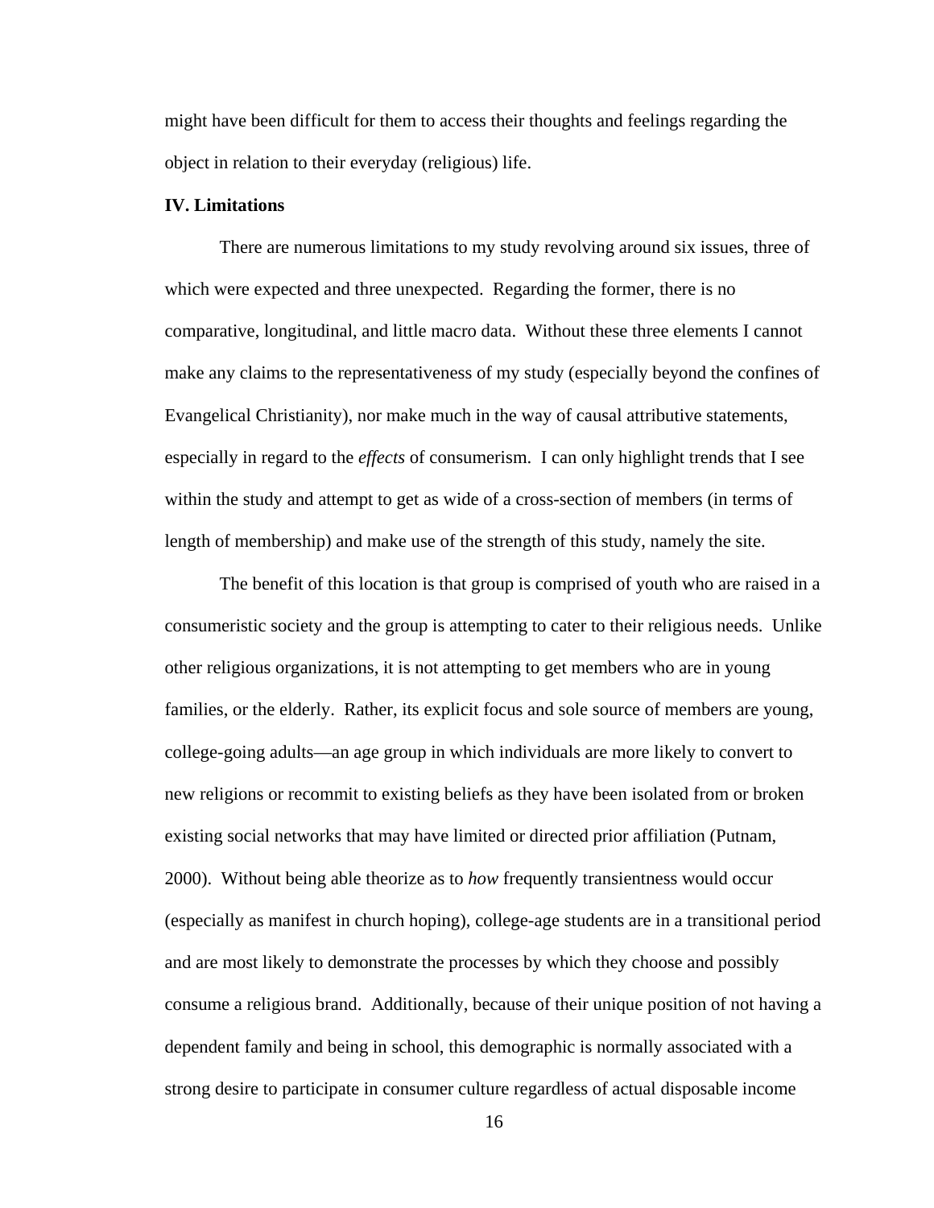might have been difficult for them to access their thoughts and feelings regarding the object in relation to their everyday (religious) life.

**IV. Limitations**

There are numerous limitations to my study revolving around six issues, three of which were expected and three unexpected. Regarding the former, there is no comparative, longitudinal, and little macro data. Without these three elements I cannot make any claims to the representativeness of my study (especially beyond the confines of Evangelical Christianity), nor make much in the way of causal attributive statements, especially in regard to the *effects* of consumerism. I can only highlight trends that I see within the study and attempt to get as wide of a cross-section of members (in terms of length of membership) and make use of the strength of this study, namely the site.

The benefit of this location is that group is comprised of youth who are raised in a consumeristic society and the group is attempting to cater to their religious needs. Unlike other religious organizations, it is not attempting to get members who are in young families, or the elderly. Rather, its explicit focus and sole source of members are young, college-going adults—an age group in which individuals are more likely to convert to new religions or recommit to existing beliefs as they have been isolated from or broken existing social networks that may have limited or directed prior affiliation (Putnam, 2000). Without being able theorize as to *how* frequently transientness would occur (especially as manifest in church hoping), college-age students are in a transitional period and are most likely to demonstrate the processes by which they choose and possibly consume a religious brand. Additionally, because of their unique position of not having a dependent family and being in school, this demographic is normally associated with a strong desire to participate in consumer culture regardless of actual disposable income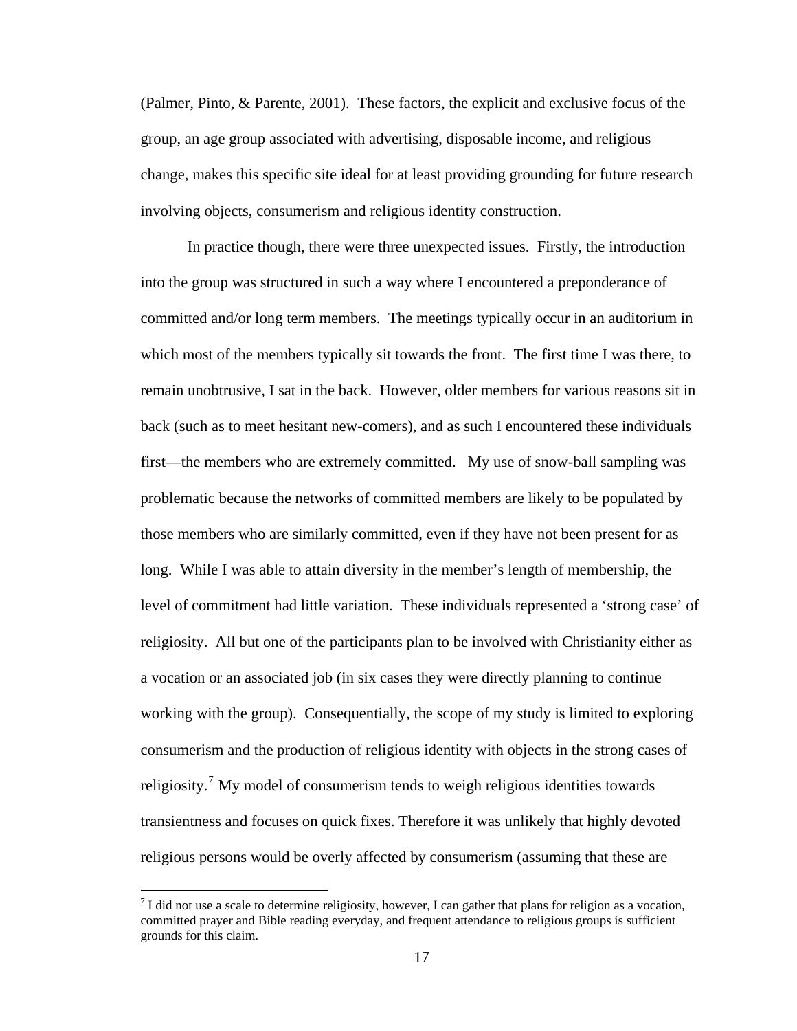(Palmer, Pinto, & Parente, 2001). These factors, the explicit and exclusive focus of the group, an age group associated with advertising, disposable income, and religious change, makes this specific site ideal for at least providing grounding for future research involving objects, consumerism and religious identity construction.

In practice though, there were three unexpected issues. Firstly, the introduction into the group was structured in such a way where I encountered a preponderance of committed and/or long term members. The meetings typically occur in an auditorium in which most of the members typically sit towards the front. The first time I was there, to remain unobtrusive, I sat in the back. However, older members for various reasons sit in back (such as to meet hesitant new-comers), and as such I encountered these individuals first—the members who are extremely committed. My use of snow-ball sampling was problematic because the networks of committed members are likely to be populated by those members who are similarly committed, even if they have not been present for as long. While I was able to attain diversity in the member's length of membership, the level of commitment had little variation. These individuals represented a 'strong case' of religiosity. All but one of the participants plan to be involved with Christianity either as a vocation or an associated job (in six cases they were directly planning to continue working with the group). Consequentially, the scope of my study is limited to exploring consumerism and the production of religious identity with objects in the strong cases of religiosity.[7] My model of consumerism tends to weigh religious identities towards transientness and focuses on quick fixes. Therefore it was unlikely that highly devoted religious persons would be overly affected by consumerism (assuming that these are

[7] I did not use a scale to determine religiosity, however, I can gather that plans for religion as a vocation, committed prayer and Bible reading everyday, and frequent attendance to religious groups is sufficient grounds for this claim.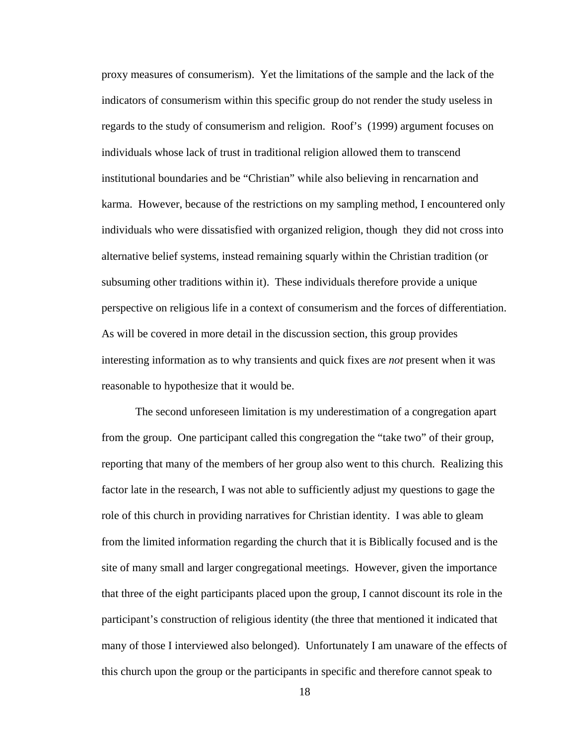proxy measures of consumerism). Yet the limitations of the sample and the lack of the indicators of consumerism within this specific group do not render the study useless in regards to the study of consumerism and religion. Roof's (1999) argument focuses on individuals whose lack of trust in traditional religion allowed them to transcend institutional boundaries and be "Christian" while also believing in rencarnation and karma. However, because of the restrictions on my sampling method, I encountered only individuals who were dissatisfied with organized religion, though they did not cross into alternative belief systems, instead remaining squarly within the Christian tradition (or subsuming other traditions within it). These individuals therefore provide a unique perspective on religious life in a context of consumerism and the forces of differentiation. As will be covered in more detail in the discussion section, this group provides interesting information as to why transients and quick fixes are *not* present when it was reasonable to hypothesize that it would be.

The second unforeseen limitation is my underestimation of a congregation apart from the group. One participant called this congregation the "take two" of their group, reporting that many of the members of her group also went to this church. Realizing this factor late in the research, I was not able to sufficiently adjust my questions to gage the role of this church in providing narratives for Christian identity. I was able to gleam from the limited information regarding the church that it is Biblically focused and is the site of many small and larger congregational meetings. However, given the importance that three of the eight participants placed upon the group, I cannot discount its role in the participant's construction of religious identity (the three that mentioned it indicated that many of those I interviewed also belonged). Unfortunately I am unaware of the effects of this church upon the group or the participants in specific and therefore cannot speak to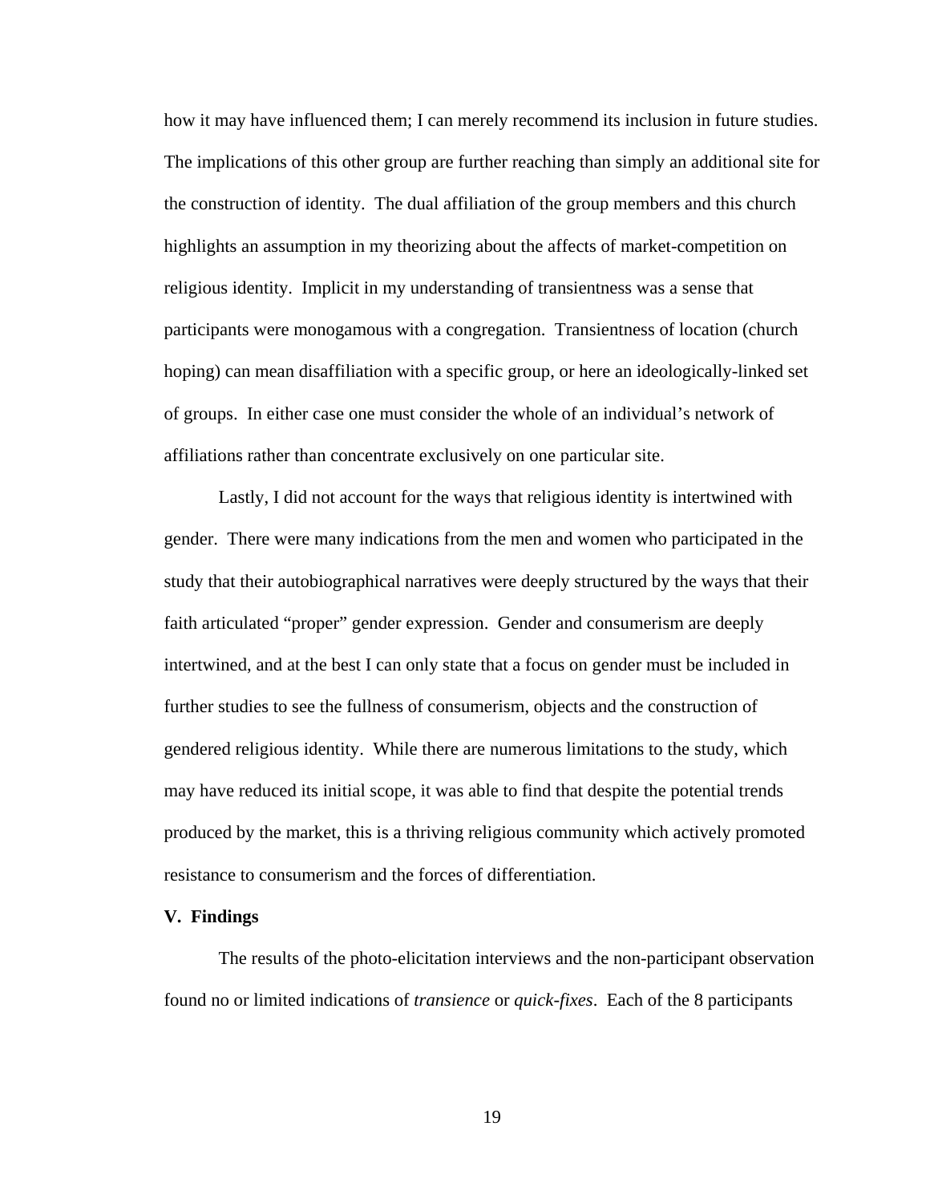how it may have influenced them; I can merely recommend its inclusion in future studies. The implications of this other group are further reaching than simply an additional site for the construction of identity. The dual affiliation of the group members and this church highlights an assumption in my theorizing about the affects of market-competition on religious identity. Implicit in my understanding of transientness was a sense that participants were monogamous with a congregation. Transientness of location (church hoping) can mean disaffiliation with a specific group, or here an ideologically-linked set of groups. In either case one must consider the whole of an individual's network of affiliations rather than concentrate exclusively on one particular site.

Lastly, I did not account for the ways that religious identity is intertwined with gender. There were many indications from the men and women who participated in the study that their autobiographical narratives were deeply structured by the ways that their faith articulated "proper" gender expression. Gender and consumerism are deeply intertwined, and at the best I can only state that a focus on gender must be included in further studies to see the fullness of consumerism, objects and the construction of gendered religious identity. While there are numerous limitations to the study, which may have reduced its initial scope, it was able to find that despite the potential trends produced by the market, this is a thriving religious community which actively promoted resistance to consumerism and the forces of differentiation.

**V. Findings**

The results of the photo-elicitation interviews and the non-participant observation found no or limited indications of *transience* or *quick-fixes*. Each of the 8 participants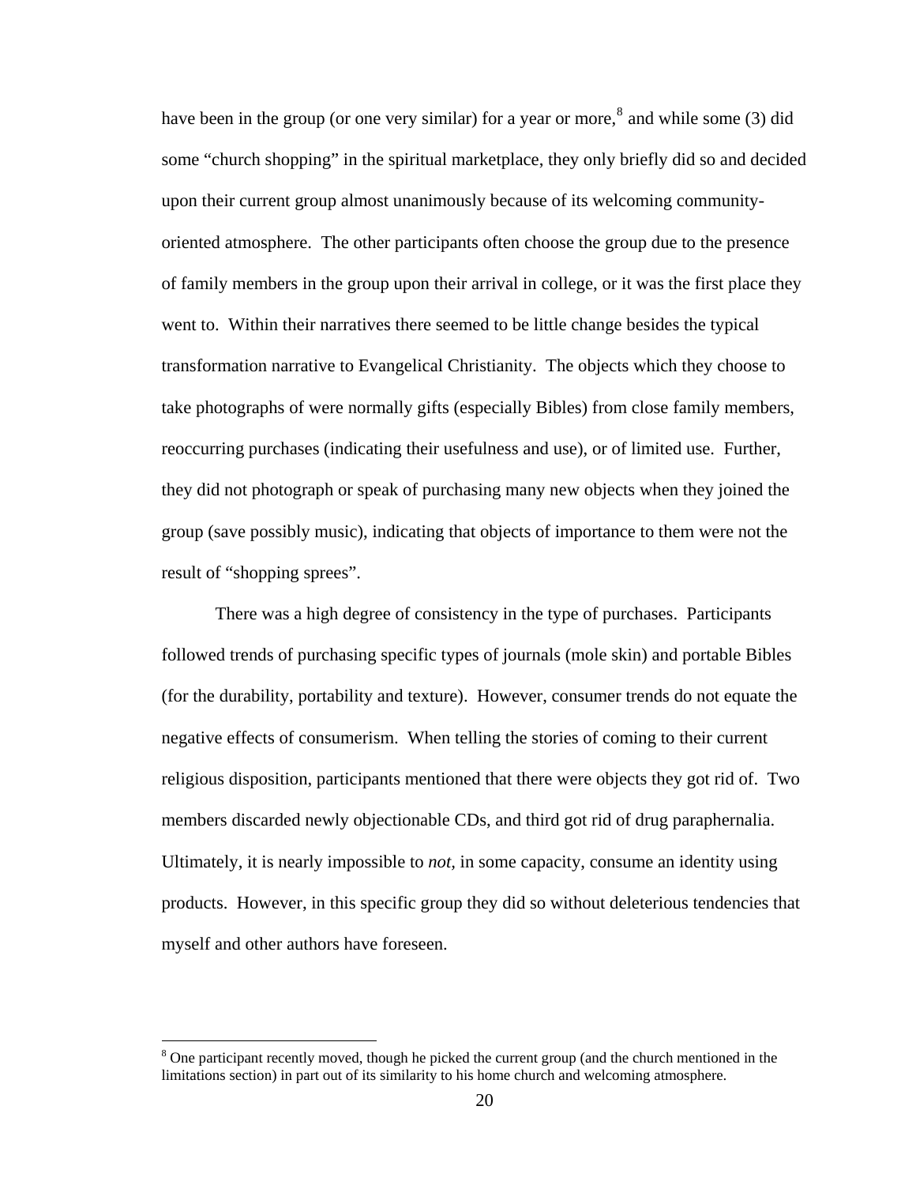have been in the group (or one very similar) for a year or more,[8] and while some (3) did some "church shopping" in the spiritual marketplace, they only briefly did so and decided upon their current group almost unanimously because of its welcoming community-oriented atmosphere. The other participants often choose the group due to the presence of family members in the group upon their arrival in college, or it was the first place they went to. Within their narratives there seemed to be little change besides the typical transformation narrative to Evangelical Christianity. The objects which they choose to take photographs of were normally gifts (especially Bibles) from close family members, reoccurring purchases (indicating their usefulness and use), or of limited use. Further, they did not photograph or speak of purchasing many new objects when they joined the group (save possibly music), indicating that objects of importance to them were not the result of "shopping sprees".

There was a high degree of consistency in the type of purchases. Participants followed trends of purchasing specific types of journals (mole skin) and portable Bibles (for the durability, portability and texture). However, consumer trends do not equate the negative effects of consumerism. When telling the stories of coming to their current religious disposition, participants mentioned that there were objects they got rid of. Two members discarded newly objectionable CDs, and third got rid of drug paraphernalia. Ultimately, it is nearly impossible to *not*, in some capacity, consume an identity using products. However, in this specific group they did so without deleterious tendencies that myself and other authors have foreseen.

[8] One participant recently moved, though he picked the current group (and the church mentioned in the limitations section) in part out of its similarity to his home church and welcoming atmosphere.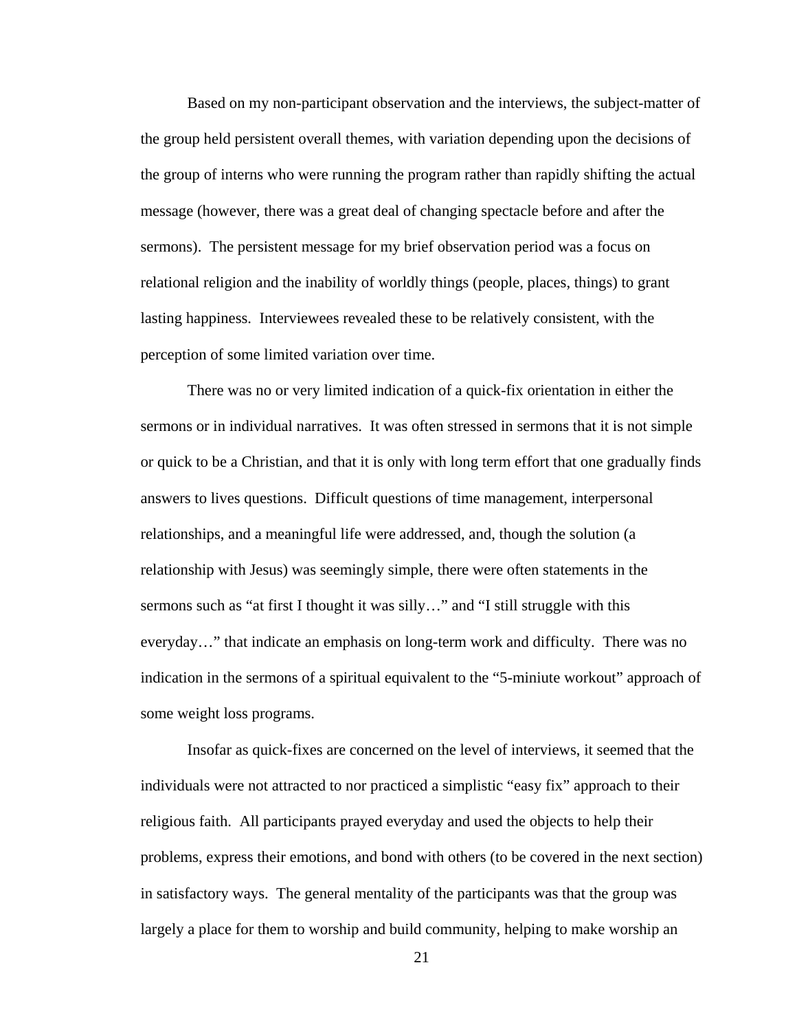Based on my non-participant observation and the interviews, the subject-matter of the group held persistent overall themes, with variation depending upon the decisions of the group of interns who were running the program rather than rapidly shifting the actual message (however, there was a great deal of changing spectacle before and after the sermons). The persistent message for my brief observation period was a focus on relational religion and the inability of worldly things (people, places, things) to grant lasting happiness. Interviewees revealed these to be relatively consistent, with the perception of some limited variation over time.

There was no or very limited indication of a quick-fix orientation in either the sermons or in individual narratives. It was often stressed in sermons that it is not simple or quick to be a Christian, and that it is only with long term effort that one gradually finds answers to lives questions. Difficult questions of time management, interpersonal relationships, and a meaningful life were addressed, and, though the solution (a relationship with Jesus) was seemingly simple, there were often statements in the sermons such as "at first I thought it was silly…" and "I still struggle with this everyday…" that indicate an emphasis on long-term work and difficulty. There was no indication in the sermons of a spiritual equivalent to the "5-miniute workout" approach of some weight loss programs.

Insofar as quick-fixes are concerned on the level of interviews, it seemed that the individuals were not attracted to nor practiced a simplistic "easy fix" approach to their religious faith. All participants prayed everyday and used the objects to help their problems, express their emotions, and bond with others (to be covered in the next section) in satisfactory ways. The general mentality of the participants was that the group was largely a place for them to worship and build community, helping to make worship an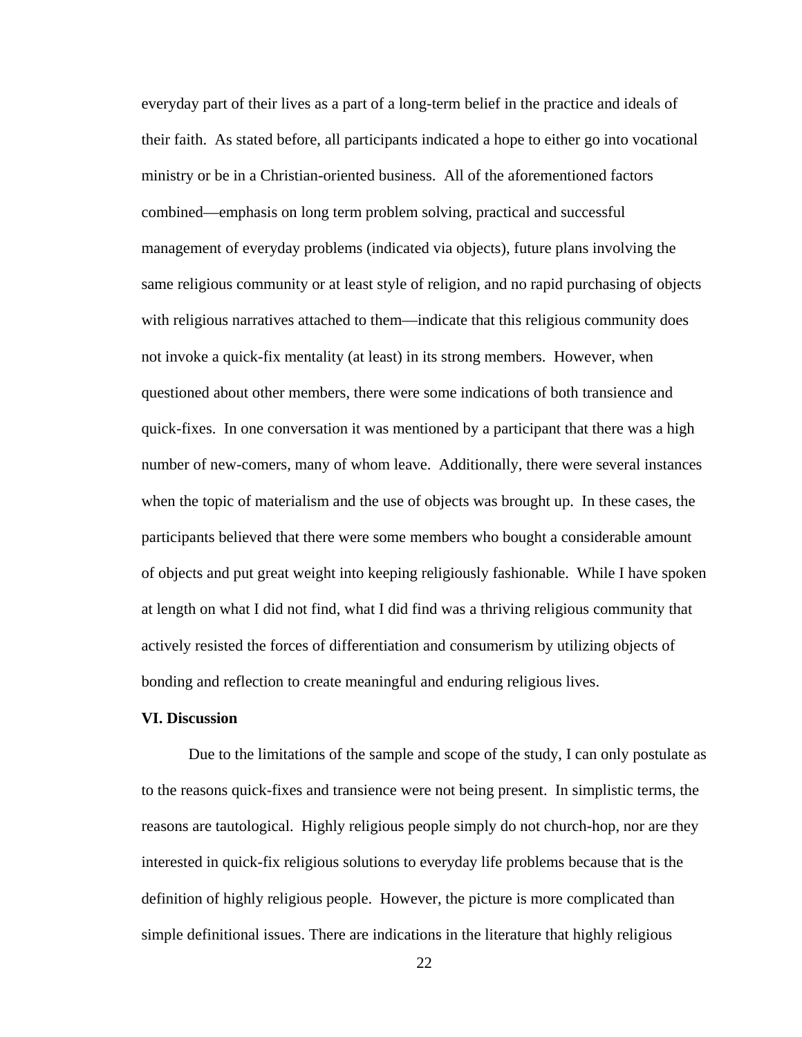everyday part of their lives as a part of a long-term belief in the practice and ideals of their faith. As stated before, all participants indicated a hope to either go into vocational ministry or be in a Christian-oriented business. All of the aforementioned factors combined—emphasis on long term problem solving, practical and successful management of everyday problems (indicated via objects), future plans involving the same religious community or at least style of religion, and no rapid purchasing of objects with religious narratives attached to them—indicate that this religious community does not invoke a quick-fix mentality (at least) in its strong members. However, when questioned about other members, there were some indications of both transience and quick-fixes. In one conversation it was mentioned by a participant that there was a high number of new-comers, many of whom leave. Additionally, there were several instances when the topic of materialism and the use of objects was brought up. In these cases, the participants believed that there were some members who bought a considerable amount of objects and put great weight into keeping religiously fashionable. While I have spoken at length on what I did not find, what I did find was a thriving religious community that actively resisted the forces of differentiation and consumerism by utilizing objects of bonding and reflection to create meaningful and enduring religious lives.

**VI. Discussion**

Due to the limitations of the sample and scope of the study, I can only postulate as to the reasons quick-fixes and transience were not being present. In simplistic terms, the reasons are tautological. Highly religious people simply do not church-hop, nor are they interested in quick-fix religious solutions to everyday life problems because that is the definition of highly religious people. However, the picture is more complicated than simple definitional issues. There are indications in the literature that highly religious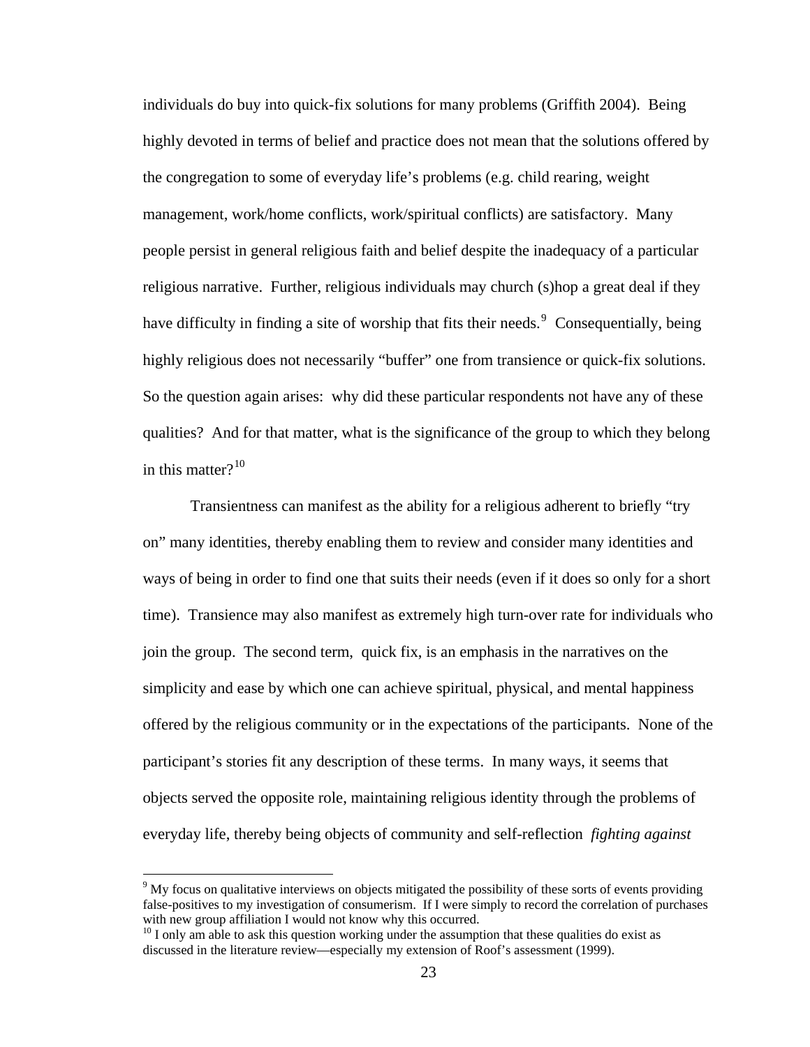individuals do buy into quick-fix solutions for many problems (Griffith 2004). Being highly devoted in terms of belief and practice does not mean that the solutions offered by the congregation to some of everyday life's problems (e.g. child rearing, weight management, work/home conflicts, work/spiritual conflicts) are satisfactory. Many people persist in general religious faith and belief despite the inadequacy of a particular religious narrative. Further, religious individuals may church (s)hop a great deal if they have difficulty in finding a site of worship that fits their needs.[9] Consequentially, being highly religious does not necessarily "buffer" one from transience or quick-fix solutions. So the question again arises: why did these particular respondents not have any of these qualities? And for that matter, what is the significance of the group to which they belong in this matter?[10]

Transientness can manifest as the ability for a religious adherent to briefly "try on" many identities, thereby enabling them to review and consider many identities and ways of being in order to find one that suits their needs (even if it does so only for a short time). Transience may also manifest as extremely high turn-over rate for individuals who join the group. The second term, quick fix, is an emphasis in the narratives on the simplicity and ease by which one can achieve spiritual, physical, and mental happiness offered by the religious community or in the expectations of the participants. None of the participant's stories fit any description of these terms. In many ways, it seems that objects served the opposite role, maintaining religious identity through the problems of everyday life, thereby being objects of community and self-reflection *fighting against*

---

[9] My focus on qualitative interviews on objects mitigated the possibility of these sorts of events providing false-positives to my investigation of consumerism. If I were simply to record the correlation of purchases with new group affiliation I would not know why this occurred.

[10] I only am able to ask this question working under the assumption that these qualities do exist as discussed in the literature review—especially my extension of Roof's assessment (1999).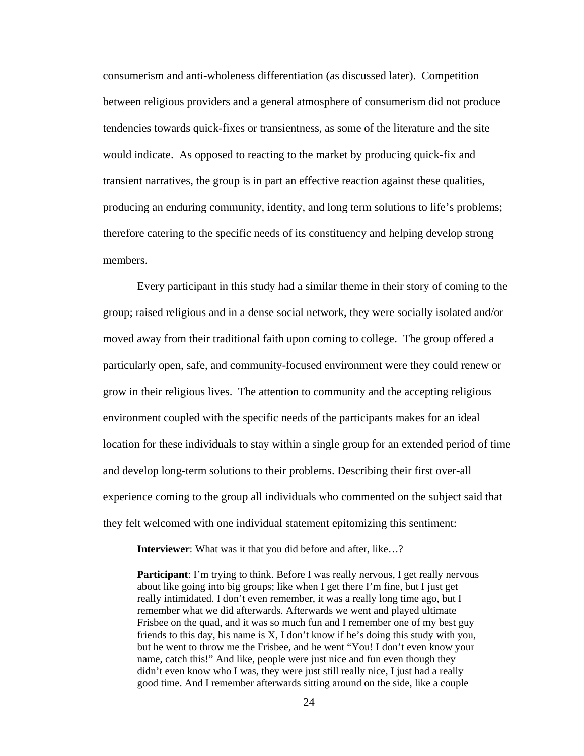consumerism and anti-wholeness differentiation (as discussed later). Competition between religious providers and a general atmosphere of consumerism did not produce tendencies towards quick-fixes or transientness, as some of the literature and the site would indicate. As opposed to reacting to the market by producing quick-fix and transient narratives, the group is in part an effective reaction against these qualities, producing an enduring community, identity, and long term solutions to life's problems; therefore catering to the specific needs of its constituency and helping develop strong members.

Every participant in this study had a similar theme in their story of coming to the group; raised religious and in a dense social network, they were socially isolated and/or moved away from their traditional faith upon coming to college. The group offered a particularly open, safe, and community-focused environment were they could renew or grow in their religious lives. The attention to community and the accepting religious environment coupled with the specific needs of the participants makes for an ideal location for these individuals to stay within a single group for an extended period of time and develop long-term solutions to their problems. Describing their first over-all experience coming to the group all individuals who commented on the subject said that they felt welcomed with one individual statement epitomizing this sentiment:

> **Interviewer**: What was it that you did before and after, like…?
>
> **Participant**: I'm trying to think. Before I was really nervous, I get really nervous about like going into big groups; like when I get there I'm fine, but I just get really intimidated. I don't even remember, it was a really long time ago, but I remember what we did afterwards. Afterwards we went and played ultimate Frisbee on the quad, and it was so much fun and I remember one of my best guy friends to this day, his name is X, I don't know if he's doing this study with you, but he went to throw me the Frisbee, and he went "You! I don't even know your name, catch this!" And like, people were just nice and fun even though they didn't even know who I was, they were just still really nice, I just had a really good time. And I remember afterwards sitting around on the side, like a couple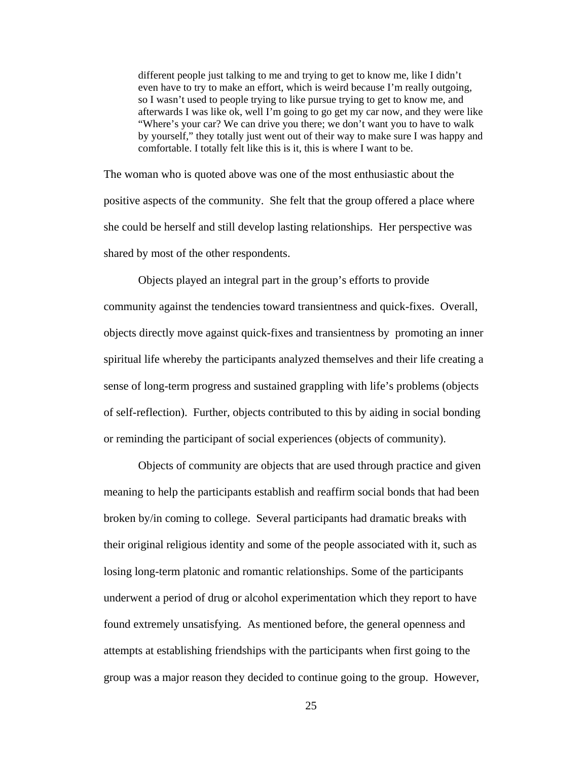> different people just talking to me and trying to get to know me, like I didn't even have to try to make an effort, which is weird because I'm really outgoing, so I wasn't used to people trying to like pursue trying to get to know me, and afterwards I was like ok, well I'm going to go get my car now, and they were like "Where's your car? We can drive you there; we don't want you to have to walk by yourself," they totally just went out of their way to make sure I was happy and comfortable. I totally felt like this is it, this is where I want to be.

The woman who is quoted above was one of the most enthusiastic about the positive aspects of the community. She felt that the group offered a place where she could be herself and still develop lasting relationships. Her perspective was shared by most of the other respondents.

Objects played an integral part in the group's efforts to provide community against the tendencies toward transientness and quick-fixes. Overall, objects directly move against quick-fixes and transientness by promoting an inner spiritual life whereby the participants analyzed themselves and their life creating a sense of long-term progress and sustained grappling with life's problems (objects of self-reflection). Further, objects contributed to this by aiding in social bonding or reminding the participant of social experiences (objects of community).

Objects of community are objects that are used through practice and given meaning to help the participants establish and reaffirm social bonds that had been broken by/in coming to college. Several participants had dramatic breaks with their original religious identity and some of the people associated with it, such as losing long-term platonic and romantic relationships. Some of the participants underwent a period of drug or alcohol experimentation which they report to have found extremely unsatisfying. As mentioned before, the general openness and attempts at establishing friendships with the participants when first going to the group was a major reason they decided to continue going to the group. However,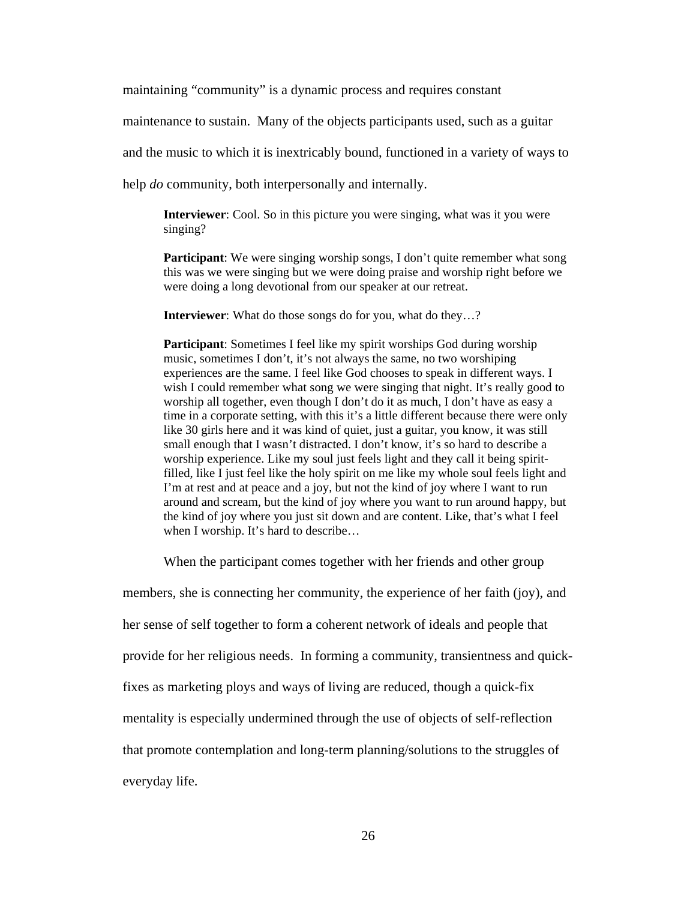maintaining "community" is a dynamic process and requires constant maintenance to sustain. Many of the objects participants used, such as a guitar and the music to which it is inextricably bound, functioned in a variety of ways to help *do* community, both interpersonally and internally.

> **Interviewer**: Cool. So in this picture you were singing, what was it you were singing?
>
> **Participant**: We were singing worship songs, I don't quite remember what song this was we were singing but we were doing praise and worship right before we were doing a long devotional from our speaker at our retreat.
>
> **Interviewer**: What do those songs do for you, what do they…?
>
> **Participant**: Sometimes I feel like my spirit worships God during worship music, sometimes I don't, it's not always the same, no two worshiping experiences are the same. I feel like God chooses to speak in different ways. I wish I could remember what song we were singing that night. It's really good to worship all together, even though I don't do it as much, I don't have as easy a time in a corporate setting, with this it's a little different because there were only like 30 girls here and it was kind of quiet, just a guitar, you know, it was still small enough that I wasn't distracted. I don't know, it's so hard to describe a worship experience. Like my soul just feels light and they call it being spirit-filled, like I just feel like the holy spirit on me like my whole soul feels light and I'm at rest and at peace and a joy, but not the kind of joy where I want to run around and scream, but the kind of joy where you want to run around happy, but the kind of joy where you just sit down and are content. Like, that's what I feel when I worship. It's hard to describe…

When the participant comes together with her friends and other group members, she is connecting her community, the experience of her faith (joy), and her sense of self together to form a coherent network of ideals and people that provide for her religious needs. In forming a community, transientness and quick-fixes as marketing ploys and ways of living are reduced, though a quick-fix mentality is especially undermined through the use of objects of self-reflection that promote contemplation and long-term planning/solutions to the struggles of everyday life.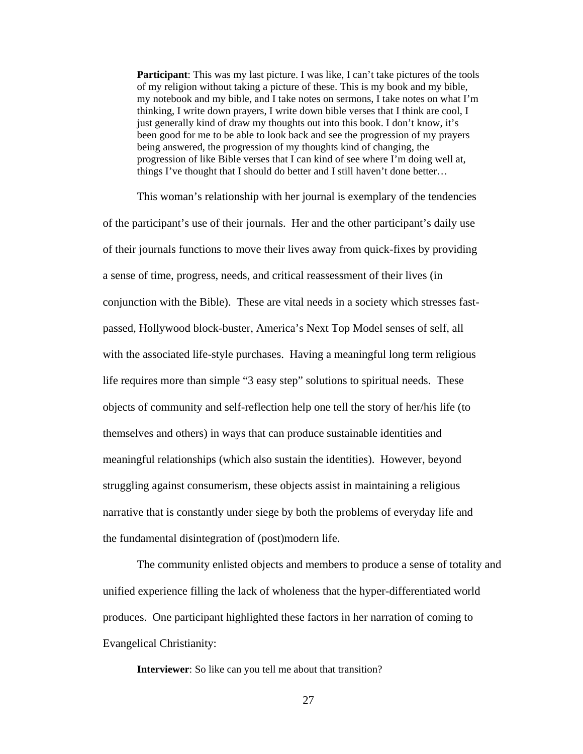> **Participant**: This was my last picture. I was like, I can't take pictures of the tools of my religion without taking a picture of these. This is my book and my bible, my notebook and my bible, and I take notes on sermons, I take notes on what I'm thinking, I write down prayers, I write down bible verses that I think are cool, I just generally kind of draw my thoughts out into this book. I don't know, it's been good for me to be able to look back and see the progression of my prayers being answered, the progression of my thoughts kind of changing, the progression of like Bible verses that I can kind of see where I'm doing well at, things I've thought that I should do better and I still haven't done better…

This woman's relationship with her journal is exemplary of the tendencies of the participant's use of their journals. Her and the other participant's daily use of their journals functions to move their lives away from quick-fixes by providing a sense of time, progress, needs, and critical reassessment of their lives (in conjunction with the Bible). These are vital needs in a society which stresses fast-passed, Hollywood block-buster, America's Next Top Model senses of self, all with the associated life-style purchases. Having a meaningful long term religious life requires more than simple "3 easy step" solutions to spiritual needs. These objects of community and self-reflection help one tell the story of her/his life (to themselves and others) in ways that can produce sustainable identities and meaningful relationships (which also sustain the identities). However, beyond struggling against consumerism, these objects assist in maintaining a religious narrative that is constantly under siege by both the problems of everyday life and the fundamental disintegration of (post)modern life.

The community enlisted objects and members to produce a sense of totality and unified experience filling the lack of wholeness that the hyper-differentiated world produces. One participant highlighted these factors in her narration of coming to Evangelical Christianity:

> **Interviewer**: So like can you tell me about that transition?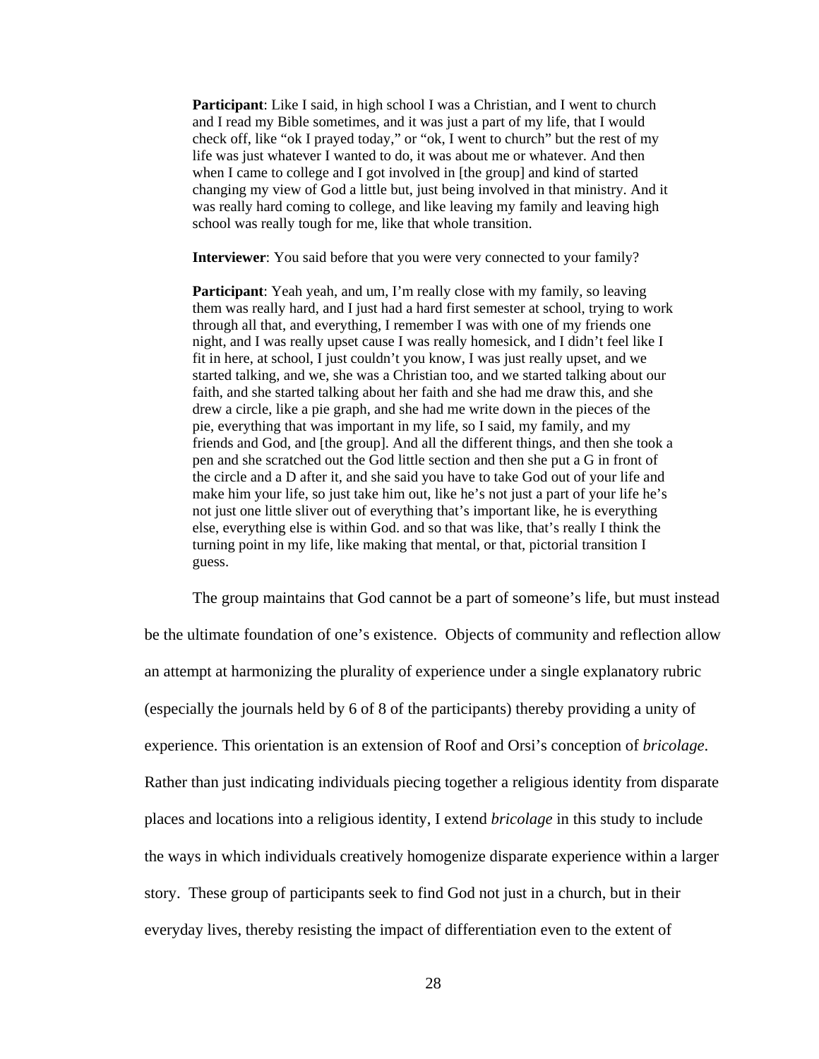> **Participant**: Like I said, in high school I was a Christian, and I went to church and I read my Bible sometimes, and it was just a part of my life, that I would check off, like "ok I prayed today," or "ok, I went to church" but the rest of my life was just whatever I wanted to do, it was about me or whatever. And then when I came to college and I got involved in [the group] and kind of started changing my view of God a little but, just being involved in that ministry. And it was really hard coming to college, and like leaving my family and leaving high school was really tough for me, like that whole transition.
>
> **Interviewer**: You said before that you were very connected to your family?
>
> **Participant**: Yeah yeah, and um, I'm really close with my family, so leaving them was really hard, and I just had a hard first semester at school, trying to work through all that, and everything, I remember I was with one of my friends one night, and I was really upset cause I was really homesick, and I didn't feel like I fit in here, at school, I just couldn't you know, I was just really upset, and we started talking, and we, she was a Christian too, and we started talking about our faith, and she started talking about her faith and she had me draw this, and she drew a circle, like a pie graph, and she had me write down in the pieces of the pie, everything that was important in my life, so I said, my family, and my friends and God, and [the group]. And all the different things, and then she took a pen and she scratched out the God little section and then she put a G in front of the circle and a D after it, and she said you have to take God out of your life and make him your life, so just take him out, like he's not just a part of your life he's not just one little sliver out of everything that's important like, he is everything else, everything else is within God. and so that was like, that's really I think the turning point in my life, like making that mental, or that, pictorial transition I guess.

The group maintains that God cannot be a part of someone's life, but must instead be the ultimate foundation of one's existence. Objects of community and reflection allow an attempt at harmonizing the plurality of experience under a single explanatory rubric (especially the journals held by 6 of 8 of the participants) thereby providing a unity of experience. This orientation is an extension of Roof and Orsi's conception of *bricolage*. Rather than just indicating individuals piecing together a religious identity from disparate places and locations into a religious identity, I extend *bricolage* in this study to include the ways in which individuals creatively homogenize disparate experience within a larger story. These group of participants seek to find God not just in a church, but in their everyday lives, thereby resisting the impact of differentiation even to the extent of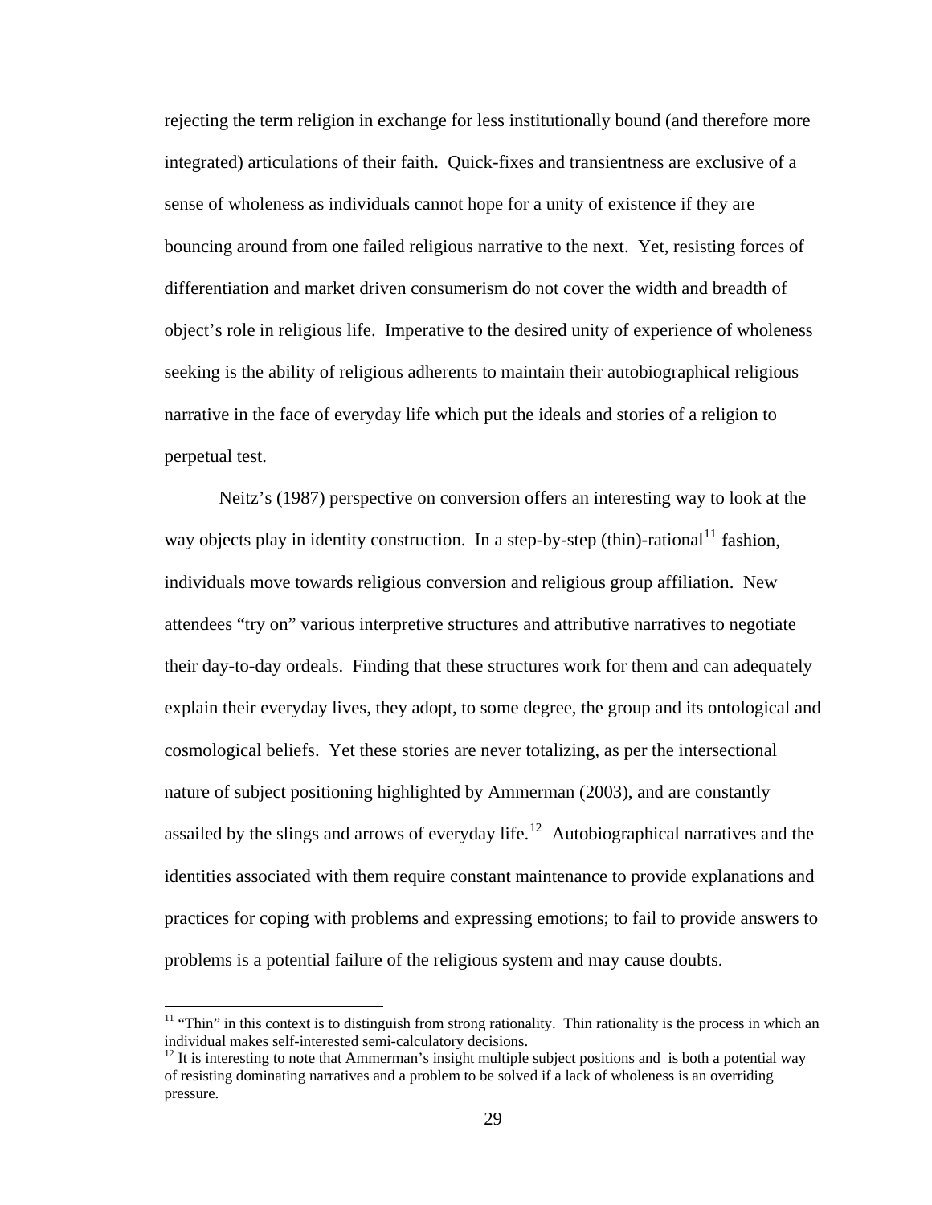rejecting the term religion in exchange for less institutionally bound (and therefore more integrated) articulations of their faith. Quick-fixes and transientness are exclusive of a sense of wholeness as individuals cannot hope for a unity of existence if they are bouncing around from one failed religious narrative to the next. Yet, resisting forces of differentiation and market driven consumerism do not cover the width and breadth of object's role in religious life. Imperative to the desired unity of experience of wholeness seeking is the ability of religious adherents to maintain their autobiographical religious narrative in the face of everyday life which put the ideals and stories of a religion to perpetual test.

Neitz's (1987) perspective on conversion offers an interesting way to look at the way objects play in identity construction. In a step-by-step (thin)-rational[11] fashion, individuals move towards religious conversion and religious group affiliation. New attendees "try on" various interpretive structures and attributive narratives to negotiate their day-to-day ordeals. Finding that these structures work for them and can adequately explain their everyday lives, they adopt, to some degree, the group and its ontological and cosmological beliefs. Yet these stories are never totalizing, as per the intersectional nature of subject positioning highlighted by Ammerman (2003), and are constantly assailed by the slings and arrows of everyday life.[12] Autobiographical narratives and the identities associated with them require constant maintenance to provide explanations and practices for coping with problems and expressing emotions; to fail to provide answers to problems is a potential failure of the religious system and may cause doubts.

---

[11] "Thin" in this context is to distinguish from strong rationality. Thin rationality is the process in which an individual makes self-interested semi-calculatory decisions.

[12] It is interesting to note that Ammerman's insight multiple subject positions and is both a potential way of resisting dominating narratives and a problem to be solved if a lack of wholeness is an overriding pressure.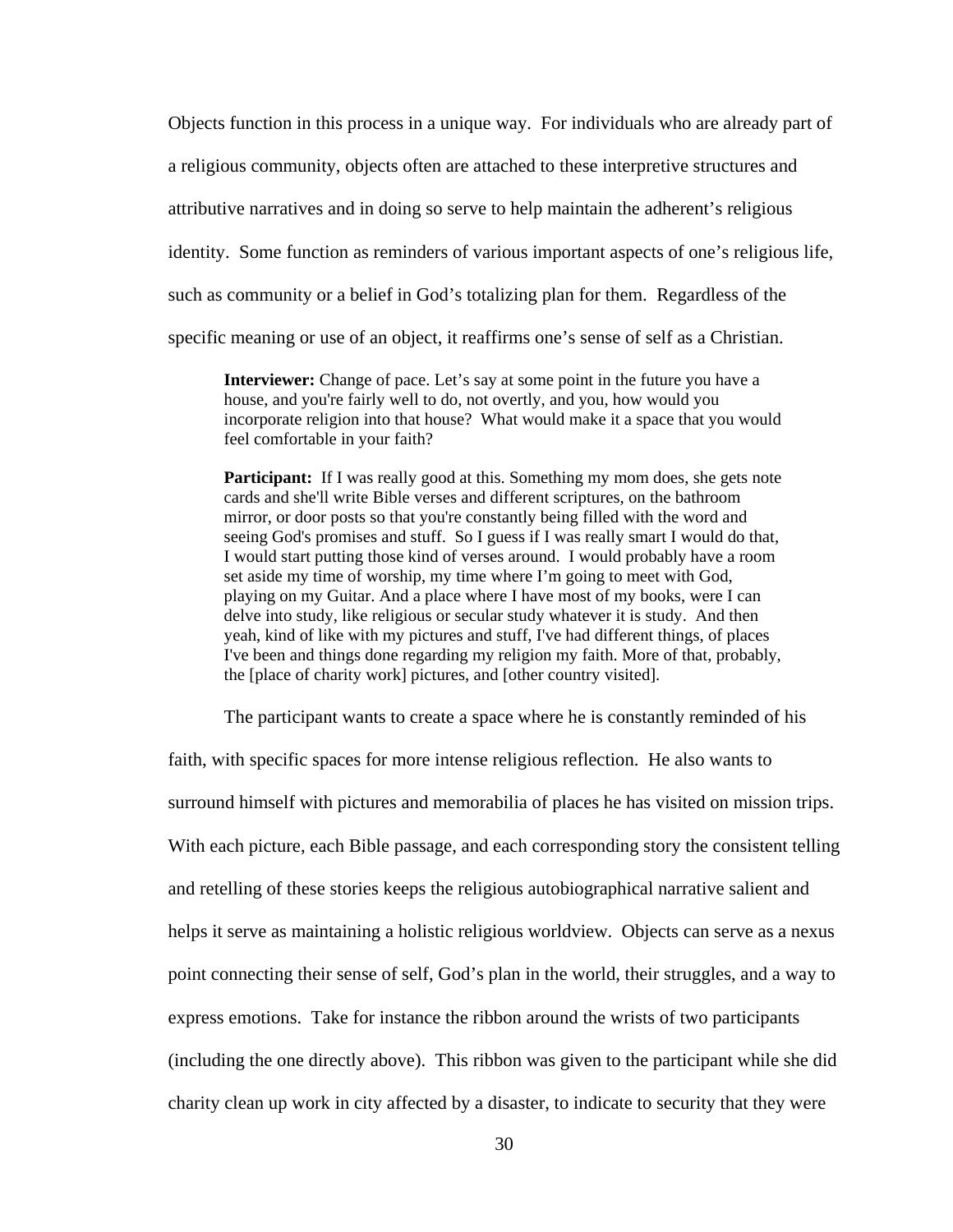Objects function in this process in a unique way. For individuals who are already part of a religious community, objects often are attached to these interpretive structures and attributive narratives and in doing so serve to help maintain the adherent's religious identity. Some function as reminders of various important aspects of one's religious life, such as community or a belief in God's totalizing plan for them. Regardless of the specific meaning or use of an object, it reaffirms one's sense of self as a Christian.

> **Interviewer:** Change of pace. Let's say at some point in the future you have a house, and you're fairly well to do, not overtly, and you, how would you incorporate religion into that house? What would make it a space that you would feel comfortable in your faith?
>
> **Participant:** If I was really good at this. Something my mom does, she gets note cards and she'll write Bible verses and different scriptures, on the bathroom mirror, or door posts so that you're constantly being filled with the word and seeing God's promises and stuff. So I guess if I was really smart I would do that, I would start putting those kind of verses around. I would probably have a room set aside my time of worship, my time where I'm going to meet with God, playing on my Guitar. And a place where I have most of my books, were I can delve into study, like religious or secular study whatever it is study. And then yeah, kind of like with my pictures and stuff, I've had different things, of places I've been and things done regarding my religion my faith. More of that, probably, the [place of charity work] pictures, and [other country visited].

The participant wants to create a space where he is constantly reminded of his faith, with specific spaces for more intense religious reflection. He also wants to surround himself with pictures and memorabilia of places he has visited on mission trips. With each picture, each Bible passage, and each corresponding story the consistent telling and retelling of these stories keeps the religious autobiographical narrative salient and helps it serve as maintaining a holistic religious worldview. Objects can serve as a nexus point connecting their sense of self, God's plan in the world, their struggles, and a way to express emotions. Take for instance the ribbon around the wrists of two participants (including the one directly above). This ribbon was given to the participant while she did charity clean up work in city affected by a disaster, to indicate to security that they were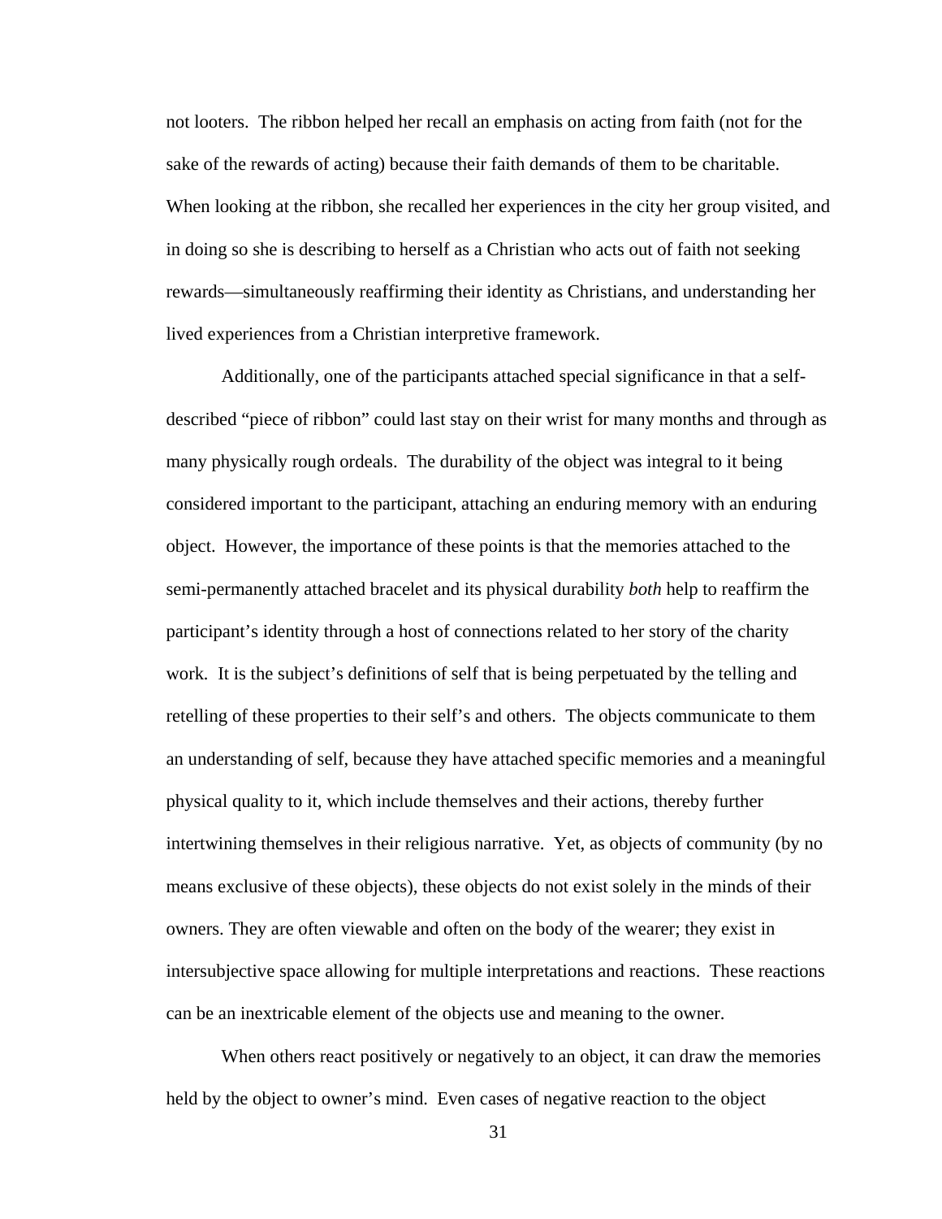not looters. The ribbon helped her recall an emphasis on acting from faith (not for the sake of the rewards of acting) because their faith demands of them to be charitable. When looking at the ribbon, she recalled her experiences in the city her group visited, and in doing so she is describing to herself as a Christian who acts out of faith not seeking rewards—simultaneously reaffirming their identity as Christians, and understanding her lived experiences from a Christian interpretive framework.

Additionally, one of the participants attached special significance in that a self-described "piece of ribbon" could last stay on their wrist for many months and through as many physically rough ordeals. The durability of the object was integral to it being considered important to the participant, attaching an enduring memory with an enduring object. However, the importance of these points is that the memories attached to the semi-permanently attached bracelet and its physical durability *both* help to reaffirm the participant's identity through a host of connections related to her story of the charity work. It is the subject's definitions of self that is being perpetuated by the telling and retelling of these properties to their self's and others. The objects communicate to them an understanding of self, because they have attached specific memories and a meaningful physical quality to it, which include themselves and their actions, thereby further intertwining themselves in their religious narrative. Yet, as objects of community (by no means exclusive of these objects), these objects do not exist solely in the minds of their owners. They are often viewable and often on the body of the wearer; they exist in intersubjective space allowing for multiple interpretations and reactions. These reactions can be an inextricable element of the objects use and meaning to the owner.

When others react positively or negatively to an object, it can draw the memories held by the object to owner's mind. Even cases of negative reaction to the object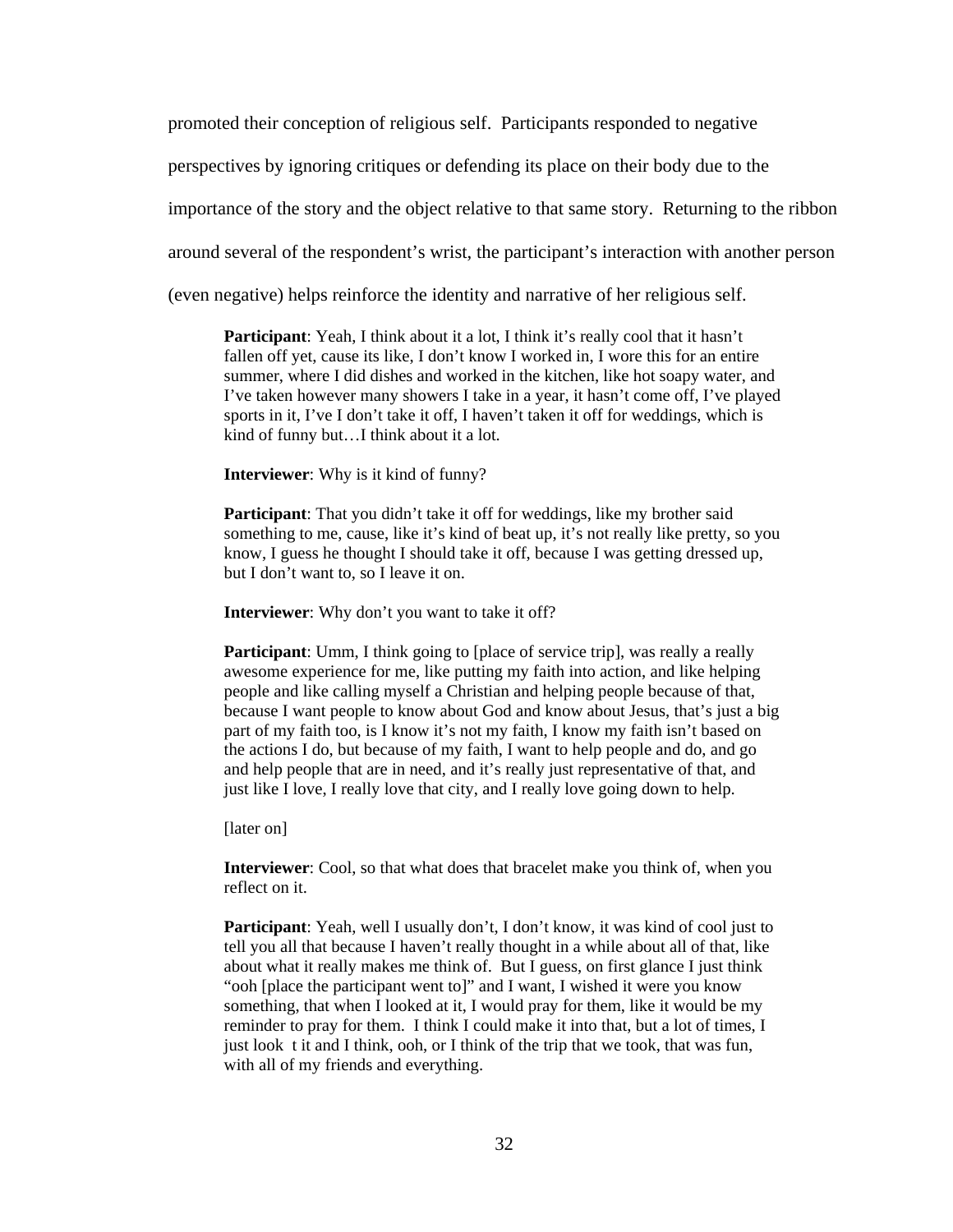promoted their conception of religious self. Participants responded to negative perspectives by ignoring critiques or defending its place on their body due to the importance of the story and the object relative to that same story. Returning to the ribbon around several of the respondent's wrist, the participant's interaction with another person (even negative) helps reinforce the identity and narrative of her religious self.

> **Participant**: Yeah, I think about it a lot, I think it's really cool that it hasn't fallen off yet, cause its like, I don't know I worked in, I wore this for an entire summer, where I did dishes and worked in the kitchen, like hot soapy water, and I've taken however many showers I take in a year, it hasn't come off, I've played sports in it, I've I don't take it off, I haven't taken it off for weddings, which is kind of funny but…I think about it a lot.
>
> **Interviewer**: Why is it kind of funny?
>
> **Participant**: That you didn't take it off for weddings, like my brother said something to me, cause, like it's kind of beat up, it's not really like pretty, so you know, I guess he thought I should take it off, because I was getting dressed up, but I don't want to, so I leave it on.
>
> **Interviewer**: Why don't you want to take it off?
>
> **Participant**: Umm, I think going to [place of service trip], was really a really awesome experience for me, like putting my faith into action, and like helping people and like calling myself a Christian and helping people because of that, because I want people to know about God and know about Jesus, that's just a big part of my faith too, is I know it's not my faith, I know my faith isn't based on the actions I do, but because of my faith, I want to help people and do, and go and help people that are in need, and it's really just representative of that, and just like I love, I really love that city, and I really love going down to help.
>
> [later on]
>
> **Interviewer**: Cool, so that what does that bracelet make you think of, when you reflect on it.
>
> **Participant**: Yeah, well I usually don't, I don't know, it was kind of cool just to tell you all that because I haven't really thought in a while about all of that, like about what it really makes me think of. But I guess, on first glance I just think "ooh [place the participant went to]" and I want, I wished it were you know something, that when I looked at it, I would pray for them, like it would be my reminder to pray for them. I think I could make it into that, but a lot of times, I just look t it and I think, ooh, or I think of the trip that we took, that was fun, with all of my friends and everything.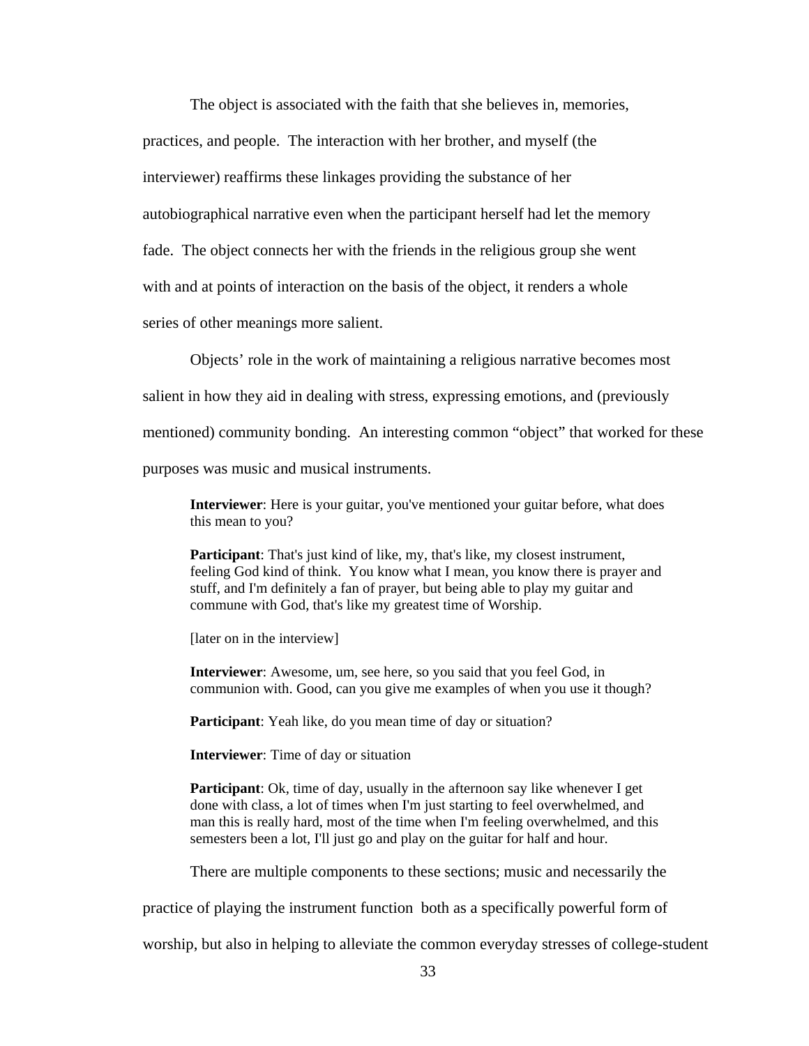The object is associated with the faith that she believes in, memories, practices, and people. The interaction with her brother, and myself (the interviewer) reaffirms these linkages providing the substance of her autobiographical narrative even when the participant herself had let the memory fade. The object connects her with the friends in the religious group she went with and at points of interaction on the basis of the object, it renders a whole series of other meanings more salient.

Objects' role in the work of maintaining a religious narrative becomes most salient in how they aid in dealing with stress, expressing emotions, and (previously mentioned) community bonding. An interesting common "object" that worked for these purposes was music and musical instruments.

> **Interviewer**: Here is your guitar, you've mentioned your guitar before, what does this mean to you?
>
> **Participant**: That's just kind of like, my, that's like, my closest instrument, feeling God kind of think. You know what I mean, you know there is prayer and stuff, and I'm definitely a fan of prayer, but being able to play my guitar and commune with God, that's like my greatest time of Worship.
>
> [later on in the interview]
>
> **Interviewer**: Awesome, um, see here, so you said that you feel God, in communion with. Good, can you give me examples of when you use it though?
>
> **Participant**: Yeah like, do you mean time of day or situation?
>
> **Interviewer**: Time of day or situation
>
> **Participant**: Ok, time of day, usually in the afternoon say like whenever I get done with class, a lot of times when I'm just starting to feel overwhelmed, and man this is really hard, most of the time when I'm feeling overwhelmed, and this semesters been a lot, I'll just go and play on the guitar for half and hour.

There are multiple components to these sections; music and necessarily the practice of playing the instrument function both as a specifically powerful form of worship, but also in helping to alleviate the common everyday stresses of college-student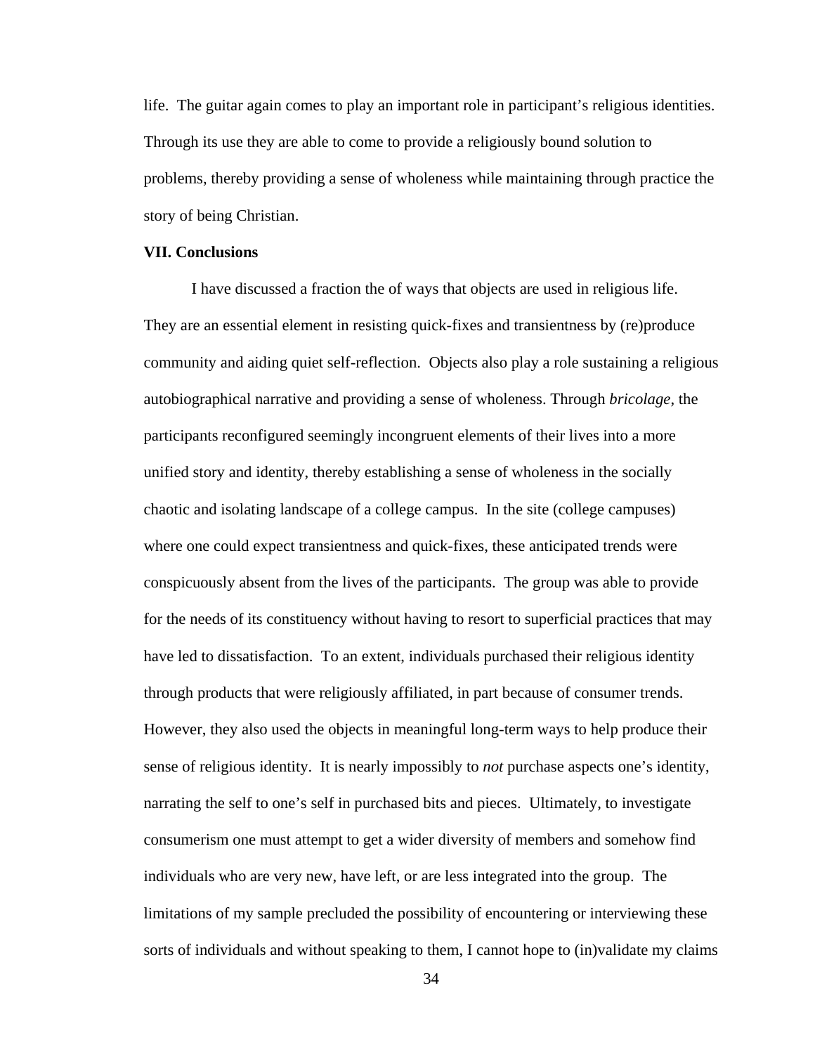life. The guitar again comes to play an important role in participant's religious identities. Through its use they are able to come to provide a religiously bound solution to problems, thereby providing a sense of wholeness while maintaining through practice the story of being Christian.

**VII. Conclusions**

I have discussed a fraction the of ways that objects are used in religious life. They are an essential element in resisting quick-fixes and transientness by (re)produce community and aiding quiet self-reflection. Objects also play a role sustaining a religious autobiographical narrative and providing a sense of wholeness. Through *bricolage*, the participants reconfigured seemingly incongruent elements of their lives into a more unified story and identity, thereby establishing a sense of wholeness in the socially chaotic and isolating landscape of a college campus. In the site (college campuses) where one could expect transientness and quick-fixes, these anticipated trends were conspicuously absent from the lives of the participants. The group was able to provide for the needs of its constituency without having to resort to superficial practices that may have led to dissatisfaction. To an extent, individuals purchased their religious identity through products that were religiously affiliated, in part because of consumer trends. However, they also used the objects in meaningful long-term ways to help produce their sense of religious identity. It is nearly impossibly to *not* purchase aspects one's identity, narrating the self to one's self in purchased bits and pieces. Ultimately, to investigate consumerism one must attempt to get a wider diversity of members and somehow find individuals who are very new, have left, or are less integrated into the group. The limitations of my sample precluded the possibility of encountering or interviewing these sorts of individuals and without speaking to them, I cannot hope to (in)validate my claims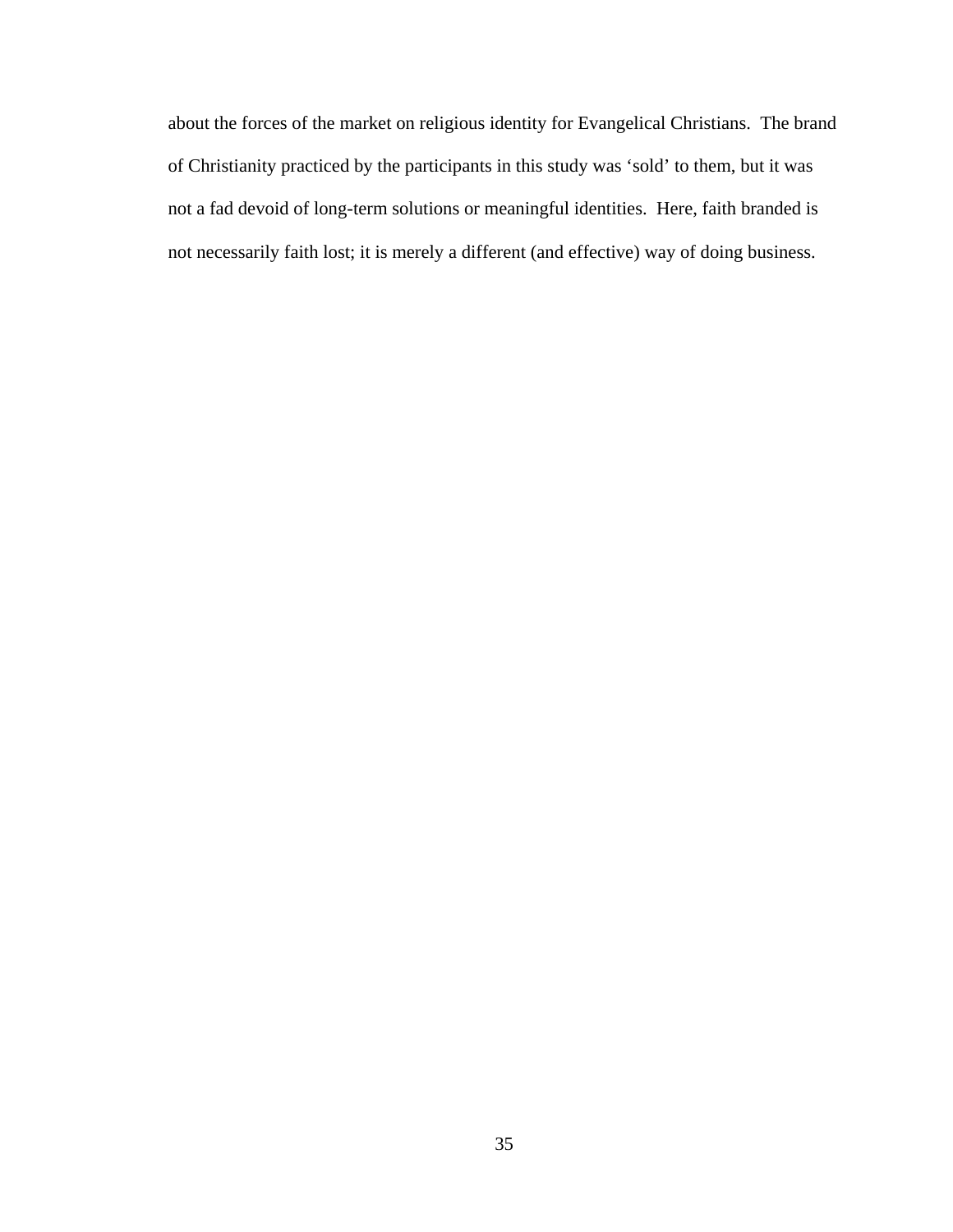about the forces of the market on religious identity for Evangelical Christians. The brand of Christianity practiced by the participants in this study was 'sold' to them, but it was not a fad devoid of long-term solutions or meaningful identities. Here, faith branded is not necessarily faith lost; it is merely a different (and effective) way of doing business.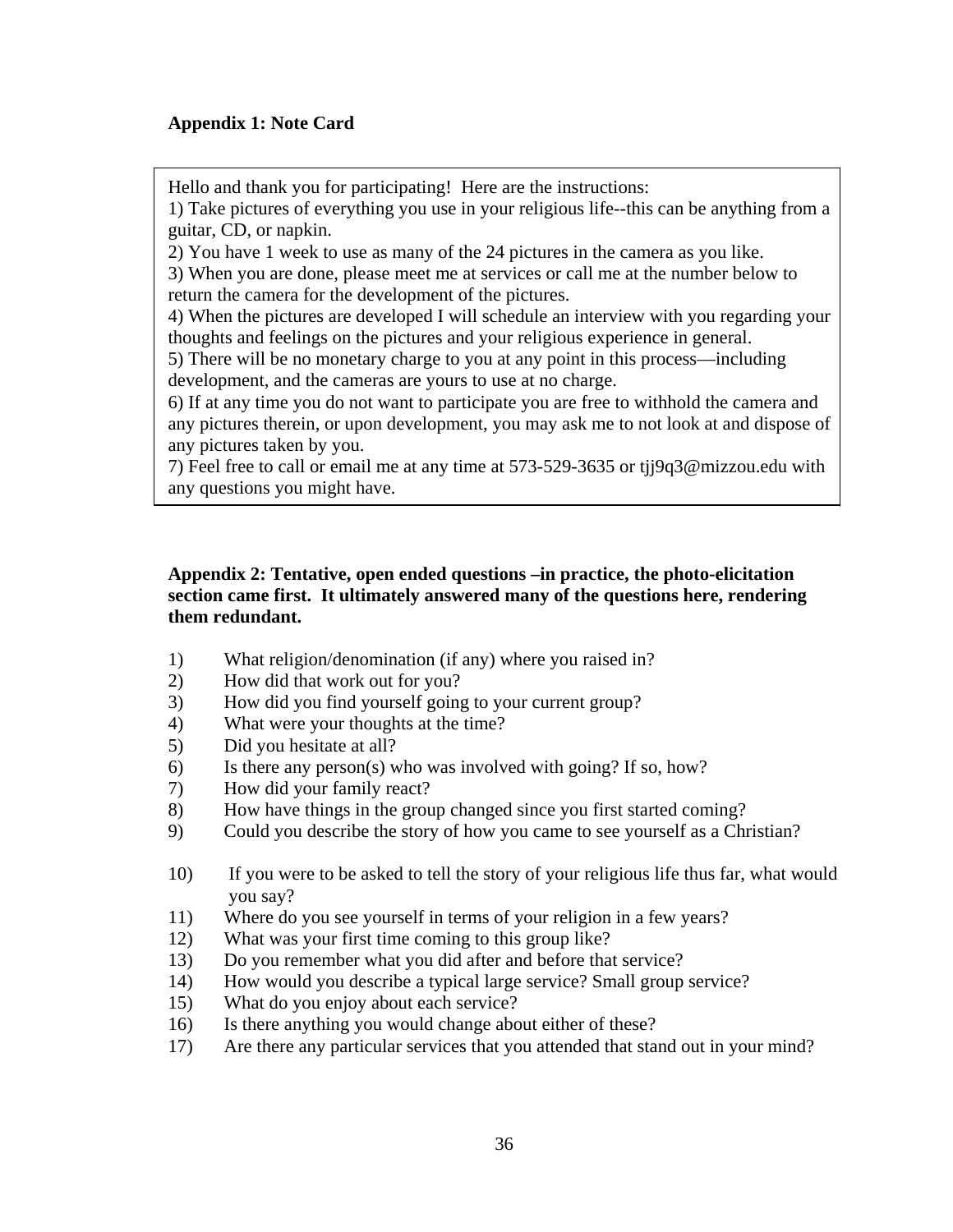**Appendix 1: Note Card**

Hello and thank you for participating! Here are the instructions:
1) Take pictures of everything you use in your religious life--this can be anything from a guitar, CD, or napkin.
2) You have 1 week to use as many of the 24 pictures in the camera as you like.
3) When you are done, please meet me at services or call me at the number below to return the camera for the development of the pictures.
4) When the pictures are developed I will schedule an interview with you regarding your thoughts and feelings on the pictures and your religious experience in general.
5) There will be no monetary charge to you at any point in this process—including development, and the cameras are yours to use at no charge.
6) If at any time you do not want to participate you are free to withhold the camera and any pictures therein, or upon development, you may ask me to not look at and dispose of any pictures taken by you.
7) Feel free to call or email me at any time at 573-529-3635 or tjj9q3@mizzou.edu with any questions you might have.

**Appendix 2: Tentative, open ended questions –in practice, the photo-elicitation section came first. It ultimately answered many of the questions here, rendering them redundant.**

1) What religion/denomination (if any) where you raised in?
2) How did that work out for you?
3) How did you find yourself going to your current group?
4) What were your thoughts at the time?
5) Did you hesitate at all?
6) Is there any person(s) who was involved with going? If so, how?
7) How did your family react?
8) How have things in the group changed since you first started coming?
9) Could you describe the story of how you came to see yourself as a Christian?
10) If you were to be asked to tell the story of your religious life thus far, what would you say?
11) Where do you see yourself in terms of your religion in a few years?
12) What was your first time coming to this group like?
13) Do you remember what you did after and before that service?
14) How would you describe a typical large service? Small group service?
15) What do you enjoy about each service?
16) Is there anything you would change about either of these?
17) Are there any particular services that you attended that stand out in your mind?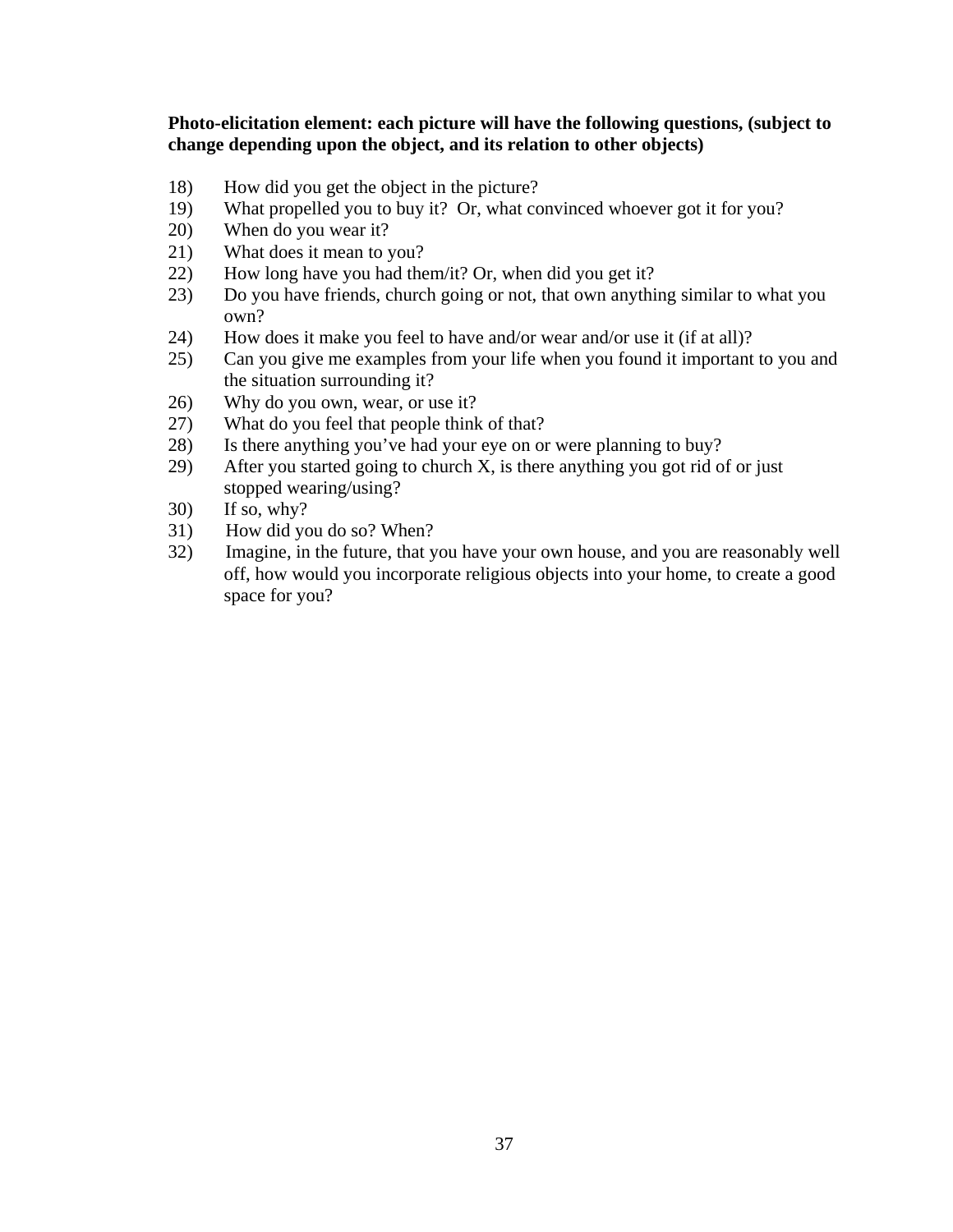**Photo-elicitation element: each picture will have the following questions, (subject to change depending upon the object, and its relation to other objects)**

18) How did you get the object in the picture?
19) What propelled you to buy it? Or, what convinced whoever got it for you?
20) When do you wear it?
21) What does it mean to you?
22) How long have you had them/it? Or, when did you get it?
23) Do you have friends, church going or not, that own anything similar to what you own?
24) How does it make you feel to have and/or wear and/or use it (if at all)?
25) Can you give me examples from your life when you found it important to you and the situation surrounding it?
26) Why do you own, wear, or use it?
27) What do you feel that people think of that?
28) Is there anything you've had your eye on or were planning to buy?
29) After you started going to church X, is there anything you got rid of or just stopped wearing/using?
30) If so, why?
31) How did you do so? When?
32) Imagine, in the future, that you have your own house, and you are reasonably well off, how would you incorporate religious objects into your home, to create a good space for you?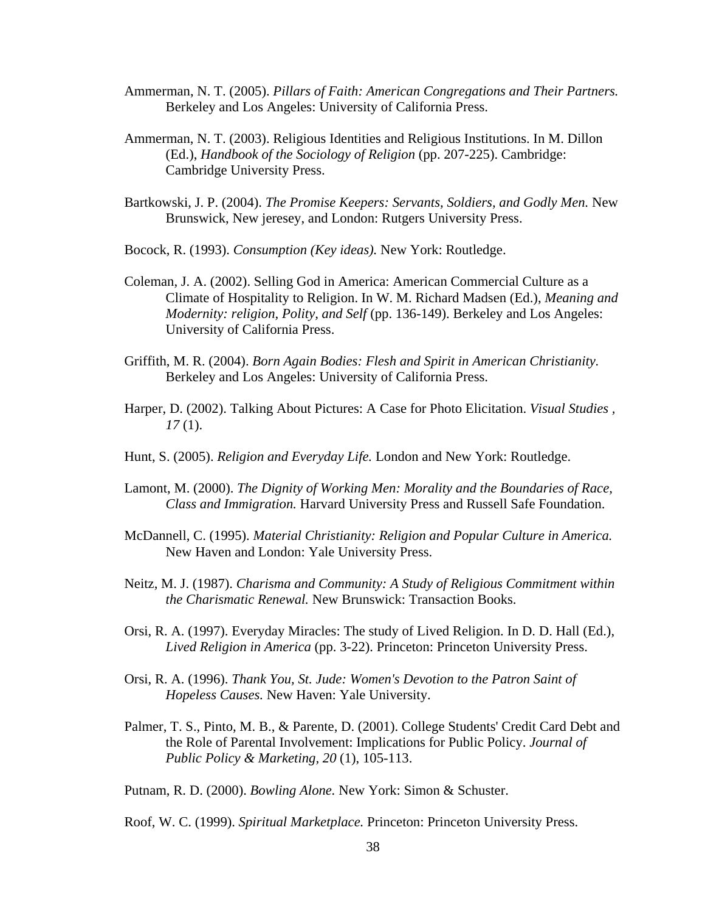Ammerman, N. T. (2005). *Pillars of Faith: American Congregations and Their Partners.* Berkeley and Los Angeles: University of California Press.

Ammerman, N. T. (2003). Religious Identities and Religious Institutions. In M. Dillon (Ed.), *Handbook of the Sociology of Religion* (pp. 207-225). Cambridge: Cambridge University Press.

Bartkowski, J. P. (2004). *The Promise Keepers: Servants, Soldiers, and Godly Men.* New Brunswick, New jeresey, and London: Rutgers University Press.

Bocock, R. (1993). *Consumption (Key ideas).* New York: Routledge.

Coleman, J. A. (2002). Selling God in America: American Commercial Culture as a Climate of Hospitality to Religion. In W. M. Richard Madsen (Ed.), *Meaning and Modernity: religion, Polity, and Self* (pp. 136-149). Berkeley and Los Angeles: University of California Press.

Griffith, M. R. (2004). *Born Again Bodies: Flesh and Spirit in American Christianity.* Berkeley and Los Angeles: University of California Press.

Harper, D. (2002). Talking About Pictures: A Case for Photo Elicitation. *Visual Studies , 17* (1).

Hunt, S. (2005). *Religion and Everyday Life.* London and New York: Routledge.

Lamont, M. (2000). *The Dignity of Working Men: Morality and the Boundaries of Race, Class and Immigration.* Harvard University Press and Russell Safe Foundation.

McDannell, C. (1995). *Material Christianity: Religion and Popular Culture in America.* New Haven and London: Yale University Press.

Neitz, M. J. (1987). *Charisma and Community: A Study of Religious Commitment within the Charismatic Renewal.* New Brunswick: Transaction Books.

Orsi, R. A. (1997). Everyday Miracles: The study of Lived Religion. In D. D. Hall (Ed.), *Lived Religion in America* (pp. 3-22). Princeton: Princeton University Press.

Orsi, R. A. (1996). *Thank You, St. Jude: Women's Devotion to the Patron Saint of Hopeless Causes.* New Haven: Yale University.

Palmer, T. S., Pinto, M. B., & Parente, D. (2001). College Students' Credit Card Debt and the Role of Parental Involvement: Implications for Public Policy. *Journal of Public Policy & Marketing, 20* (1), 105-113.

Putnam, R. D. (2000). *Bowling Alone.* New York: Simon & Schuster.

Roof, W. C. (1999). *Spiritual Marketplace.* Princeton: Princeton University Press.